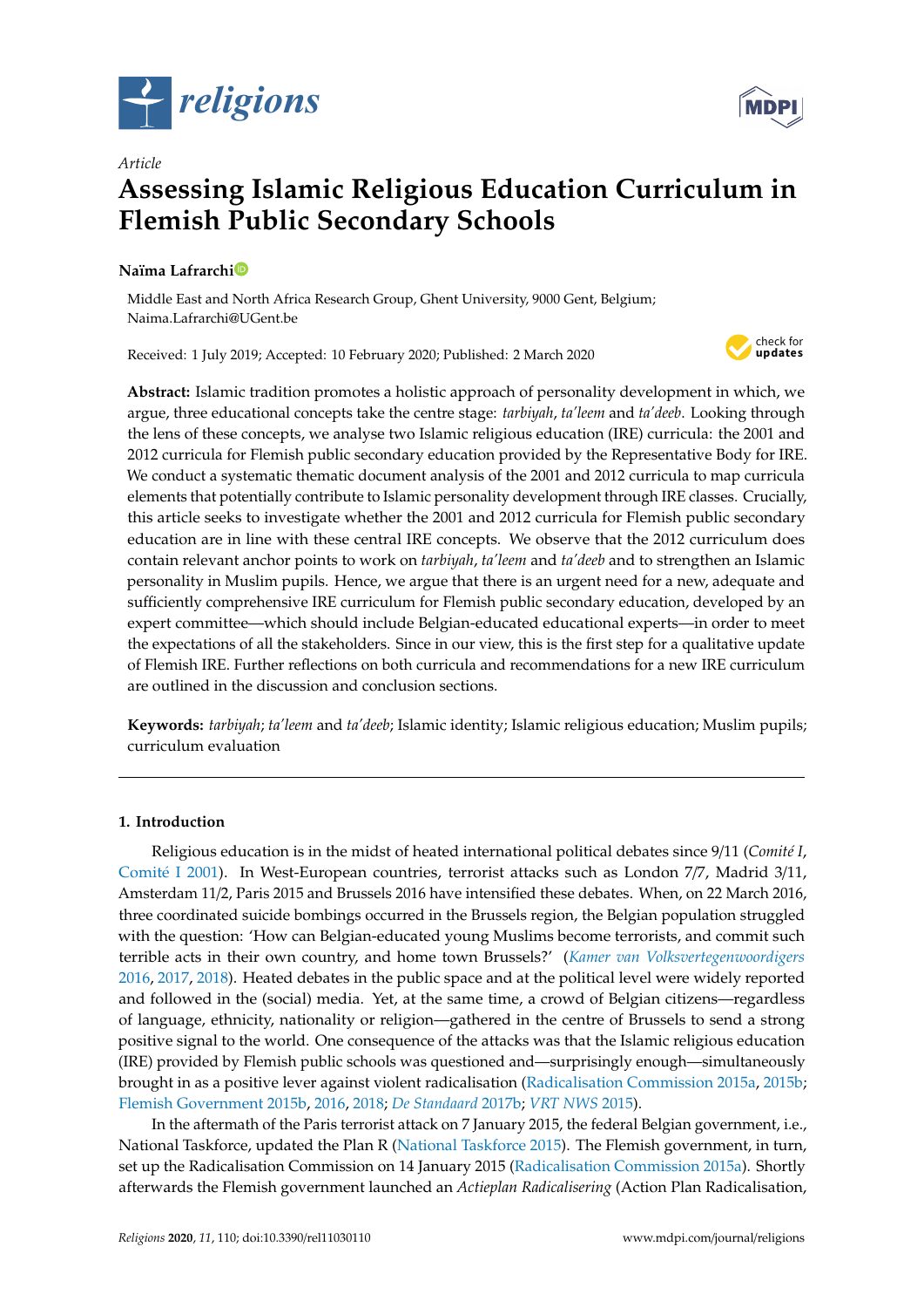*Article*

# Assessing Islamic Religious Education Curriculum in Flemish Public Secondary Schools

**Naïma Lafrarchi**

Middle East and North Africa Research Group, Ghent University, 9000 Gent, Belgium; Naima.Lafrarchi@UGent.be

Received: 1 July 2019; Accepted: 10 February 2020; Published: 2 March 2020

**Abstract:** Islamic tradition promotes a holistic approach of personality development in which, we argue, three educational concepts take the centre stage: *tarbiyah*, *ta'leem* and *ta'deeb*. Looking through the lens of these concepts, we analyse two Islamic religious education (IRE) curricula: the 2001 and 2012 curricula for Flemish public secondary education provided by the Representative Body for IRE. We conduct a systematic thematic document analysis of the 2001 and 2012 curricula to map curricula elements that potentially contribute to Islamic personality development through IRE classes. Crucially, this article seeks to investigate whether the 2001 and 2012 curricula for Flemish public secondary education are in line with these central IRE concepts. We observe that the 2012 curriculum does contain relevant anchor points to work on *tarbiyah*, *ta'leem* and *ta'deeb* and to strengthen an Islamic personality in Muslim pupils. Hence, we argue that there is an urgent need for a new, adequate and sufficiently comprehensive IRE curriculum for Flemish public secondary education, developed by an expert committee—which should include Belgian-educated educational experts—in order to meet the expectations of all the stakeholders. Since in our view, this is the first step for a qualitative update of Flemish IRE. Further reflections on both curricula and recommendations for a new IRE curriculum are outlined in the discussion and conclusion sections.

**Keywords:** *tarbiyah*; *ta'leem* and *ta'deeb*; Islamic identity; Islamic religious education; Muslim pupils; curriculum evaluation

## 1. Introduction

Religious education is in the midst of heated international political debates since 9/11 (*Comité I*, Comité I 2001). In West-European countries, terrorist attacks such as London 7/7, Madrid 3/11, Amsterdam 11/2, Paris 2015 and Brussels 2016 have intensified these debates. When, on 22 March 2016, three coordinated suicide bombings occurred in the Brussels region, the Belgian population struggled with the question: 'How can Belgian-educated young Muslims become terrorists, and commit such terrible acts in their own country, and home town Brussels?' (*Kamer van Volksvertegenwoordigers* 2016, 2017, 2018). Heated debates in the public space and at the political level were widely reported and followed in the (social) media. Yet, at the same time, a crowd of Belgian citizens—regardless of language, ethnicity, nationality or religion—gathered in the centre of Brussels to send a strong positive signal to the world. One consequence of the attacks was that the Islamic religious education (IRE) provided by Flemish public schools was questioned and—surprisingly enough—simultaneously brought in as a positive lever against violent radicalisation (Radicalisation Commission 2015a, 2015b; Flemish Government 2015b, 2016, 2018; *De Standaard* 2017b; *VRT NWS* 2015).

In the aftermath of the Paris terrorist attack on 7 January 2015, the federal Belgian government, i.e., National Taskforce, updated the Plan R (National Taskforce 2015). The Flemish government, in turn, set up the Radicalisation Commission on 14 January 2015 (Radicalisation Commission 2015a). Shortly afterwards the Flemish government launched an *Actieplan Radicalisering* (Action Plan Radicalisation,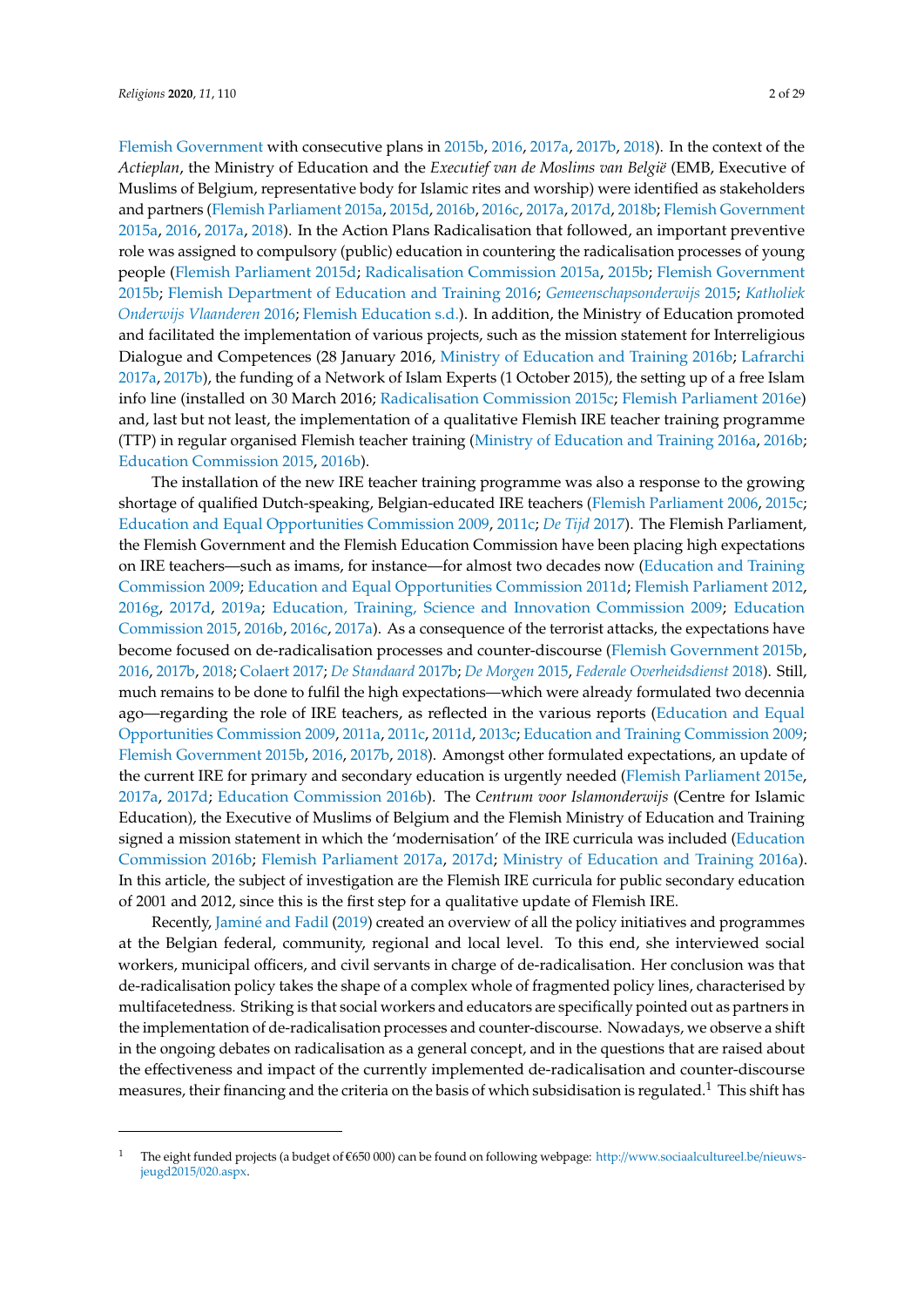Flemish Government with consecutive plans in 2015b, 2016, 2017a, 2017b, 2018). In the context of the *Actieplan*, the Ministry of Education and the *Executief van de Moslims van België* (EMB, Executive of Muslims of Belgium, representative body for Islamic rites and worship) were identified as stakeholders and partners (Flemish Parliament 2015a, 2015d, 2016b, 2016c, 2017a, 2017d, 2018b; Flemish Government 2015a, 2016, 2017a, 2018). In the Action Plans Radicalisation that followed, an important preventive role was assigned to compulsory (public) education in countering the radicalisation processes of young people (Flemish Parliament 2015d; Radicalisation Commission 2015a, 2015b; Flemish Government 2015b; Flemish Department of Education and Training 2016; *Gemeenschapsonderwijs* 2015; *Katholiek Onderwijs Vlaanderen* 2016; Flemish Education s.d.). In addition, the Ministry of Education promoted and facilitated the implementation of various projects, such as the mission statement for Interreligious Dialogue and Competences (28 January 2016, Ministry of Education and Training 2016b; Lafrarchi 2017a, 2017b), the funding of a Network of Islam Experts (1 October 2015), the setting up of a free Islam info line (installed on 30 March 2016; Radicalisation Commission 2015c; Flemish Parliament 2016e) and, last but not least, the implementation of a qualitative Flemish IRE teacher training programme (TTP) in regular organised Flemish teacher training (Ministry of Education and Training 2016a, 2016b; Education Commission 2015, 2016b).

The installation of the new IRE teacher training programme was also a response to the growing shortage of qualified Dutch-speaking, Belgian-educated IRE teachers (Flemish Parliament 2006, 2015c; Education and Equal Opportunities Commission 2009, 2011c; *De Tijd* 2017). The Flemish Parliament, the Flemish Government and the Flemish Education Commission have been placing high expectations on IRE teachers—such as imams, for instance—for almost two decades now (Education and Training Commission 2009; Education and Equal Opportunities Commission 2011d; Flemish Parliament 2012, 2016g, 2017d, 2019a; Education, Training, Science and Innovation Commission 2009; Education Commission 2015, 2016b, 2016c, 2017a). As a consequence of the terrorist attacks, the expectations have become focused on de-radicalisation processes and counter-discourse (Flemish Government 2015b, 2016, 2017b, 2018; Colaert 2017; *De Standaard* 2017b; *De Morgen* 2015, *Federale Overheidsdienst* 2018). Still, much remains to be done to fulfil the high expectations—which were already formulated two decennia ago—regarding the role of IRE teachers, as reflected in the various reports (Education and Equal Opportunities Commission 2009, 2011a, 2011c, 2011d, 2013c; Education and Training Commission 2009; Flemish Government 2015b, 2016, 2017b, 2018). Amongst other formulated expectations, an update of the current IRE for primary and secondary education is urgently needed (Flemish Parliament 2015e, 2017a, 2017d; Education Commission 2016b). The *Centrum voor Islamonderwijs* (Centre for Islamic Education), the Executive of Muslims of Belgium and the Flemish Ministry of Education and Training signed a mission statement in which the 'modernisation' of the IRE curricula was included (Education Commission 2016b; Flemish Parliament 2017a, 2017d; Ministry of Education and Training 2016a). In this article, the subject of investigation are the Flemish IRE curricula for public secondary education of 2001 and 2012, since this is the first step for a qualitative update of Flemish IRE.

Recently, Jaminé and Fadil (2019) created an overview of all the policy initiatives and programmes at the Belgian federal, community, regional and local level. To this end, she interviewed social workers, municipal officers, and civil servants in charge of de-radicalisation. Her conclusion was that de-radicalisation policy takes the shape of a complex whole of fragmented policy lines, characterised by multifacetedness. Striking is that social workers and educators are specifically pointed out as partners in the implementation of de-radicalisation processes and counter-discourse. Nowadays, we observe a shift in the ongoing debates on radicalisation as a general concept, and in the questions that are raised about the effectiveness and impact of the currently implemented de-radicalisation and counter-discourse measures, their financing and the criteria on the basis of which subsidisation is regulated.[1] This shift has

---

[1] The eight funded projects (a budget of €650 000) can be found on following webpage: http://www.sociaalcultureel.be/nieuws-jeugd2015/020.aspx.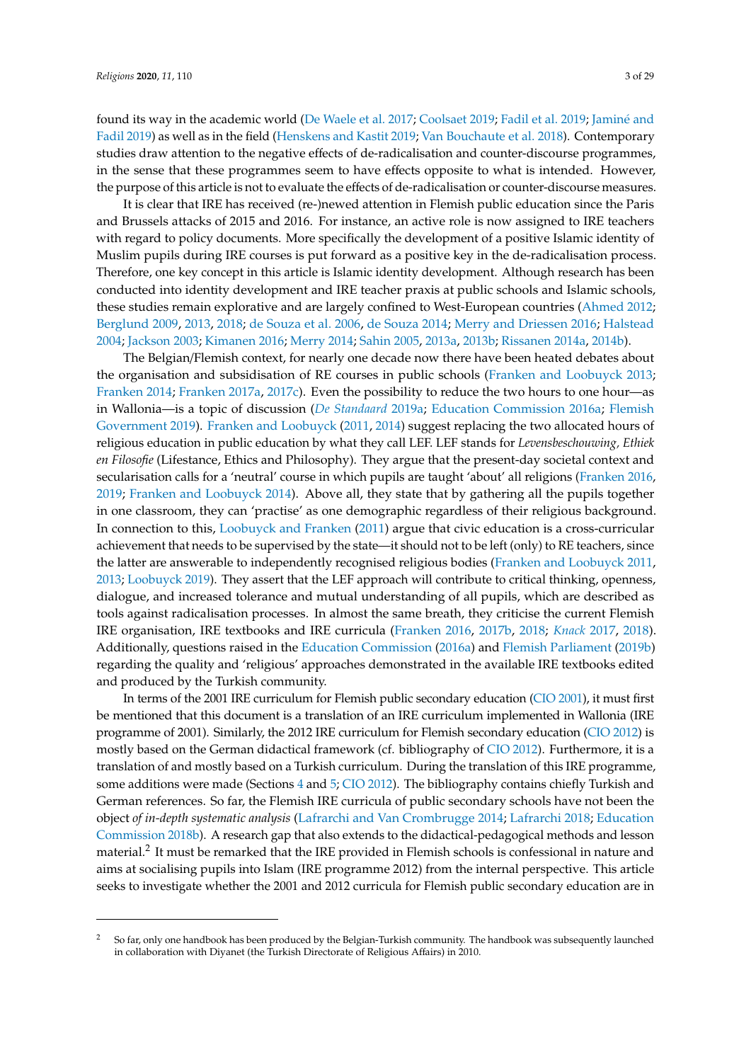found its way in the academic world (De Waele et al. 2017; Coolsaet 2019; Fadil et al. 2019; Jaminé and Fadil 2019) as well as in the field (Henskens and Kastit 2019; Van Bouchaute et al. 2018). Contemporary studies draw attention to the negative effects of de-radicalisation and counter-discourse programmes, in the sense that these programmes seem to have effects opposite to what is intended. However, the purpose of this article is not to evaluate the effects of de-radicalisation or counter-discourse measures.

It is clear that IRE has received (re-)newed attention in Flemish public education since the Paris and Brussels attacks of 2015 and 2016. For instance, an active role is now assigned to IRE teachers with regard to policy documents. More specifically the development of a positive Islamic identity of Muslim pupils during IRE courses is put forward as a positive key in the de-radicalisation process. Therefore, one key concept in this article is Islamic identity development. Although research has been conducted into identity development and IRE teacher praxis at public schools and Islamic schools, these studies remain explorative and are largely confined to West-European countries (Ahmed 2012; Berglund 2009, 2013, 2018; de Souza et al. 2006, de Souza 2014; Merry and Driessen 2016; Halstead 2004; Jackson 2003; Kimanen 2016; Merry 2014; Sahin 2005, 2013a, 2013b; Rissanen 2014a, 2014b).

The Belgian/Flemish context, for nearly one decade now there have been heated debates about the organisation and subsidisation of RE courses in public schools (Franken and Loobuyck 2013; Franken 2014; Franken 2017a, 2017c). Even the possibility to reduce the two hours to one hour—as in Wallonia—is a topic of discussion (*De Standaard* 2019a; Education Commission 2016a; Flemish Government 2019). Franken and Loobuyck (2011, 2014) suggest replacing the two allocated hours of religious education in public education by what they call LEF. LEF stands for *Levensbeschouwing, Ethiek en Filosofie* (Lifestance, Ethics and Philosophy). They argue that the present-day societal context and secularisation calls for a 'neutral' course in which pupils are taught 'about' all religions (Franken 2016, 2019; Franken and Loobuyck 2014). Above all, they state that by gathering all the pupils together in one classroom, they can 'practise' as one demographic regardless of their religious background. In connection to this, Loobuyck and Franken (2011) argue that civic education is a cross-curricular achievement that needs to be supervised by the state—it should not to be left (only) to RE teachers, since the latter are answerable to independently recognised religious bodies (Franken and Loobuyck 2011, 2013; Loobuyck 2019). They assert that the LEF approach will contribute to critical thinking, openness, dialogue, and increased tolerance and mutual understanding of all pupils, which are described as tools against radicalisation processes. In almost the same breath, they criticise the current Flemish IRE organisation, IRE textbooks and IRE curricula (Franken 2016, 2017b, 2018; *Knack* 2017, 2018). Additionally, questions raised in the Education Commission (2016a) and Flemish Parliament (2019b) regarding the quality and 'religious' approaches demonstrated in the available IRE textbooks edited and produced by the Turkish community.

In terms of the 2001 IRE curriculum for Flemish public secondary education (CIO 2001), it must first be mentioned that this document is a translation of an IRE curriculum implemented in Wallonia (IRE programme of 2001). Similarly, the 2012 IRE curriculum for Flemish secondary education (CIO 2012) is mostly based on the German didactical framework (cf. bibliography of CIO 2012). Furthermore, it is a translation of and mostly based on a Turkish curriculum. During the translation of this IRE programme, some additions were made (Sections 4 and 5; CIO 2012). The bibliography contains chiefly Turkish and German references. So far, the Flemish IRE curricula of public secondary schools have not been the object *of in-depth systematic analysis* (Lafrarchi and Van Crombrugge 2014; Lafrarchi 2018; Education Commission 2018b). A research gap that also extends to the didactical-pedagogical methods and lesson material.[2] It must be remarked that the IRE provided in Flemish schools is confessional in nature and aims at socialising pupils into Islam (IRE programme 2012) from the internal perspective. This article seeks to investigate whether the 2001 and 2012 curricula for Flemish public secondary education are in

---

[2] So far, only one handbook has been produced by the Belgian-Turkish community. The handbook was subsequently launched in collaboration with Diyanet (the Turkish Directorate of Religious Affairs) in 2010.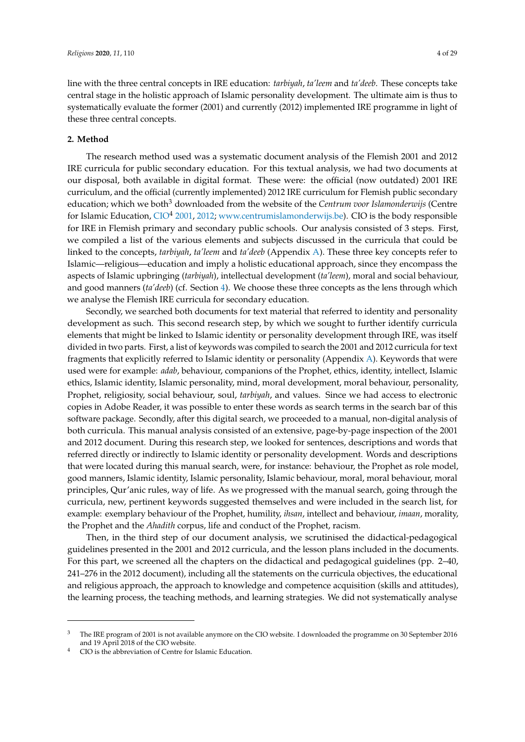line with the three central concepts in IRE education: *tarbiyah*, *ta'leem* and *ta'deeb*. These concepts take central stage in the holistic approach of Islamic personality development. The ultimate aim is thus to systematically evaluate the former (2001) and currently (2012) implemented IRE programme in light of these three central concepts.

## 2. Method

The research method used was a systematic document analysis of the Flemish 2001 and 2012 IRE curricula for public secondary education. For this textual analysis, we had two documents at our disposal, both available in digital format. These were: the official (now outdated) 2001 IRE curriculum, and the official (currently implemented) 2012 IRE curriculum for Flemish public secondary education; which we both[3] downloaded from the website of the *Centrum voor Islamonderwijs* (Centre for Islamic Education, CIO[4] 2001, 2012; www.centrumislamonderwijs.be). CIO is the body responsible for IRE in Flemish primary and secondary public schools. Our analysis consisted of 3 steps. First, we compiled a list of the various elements and subjects discussed in the curricula that could be linked to the concepts, *tarbiyah*, *ta'leem* and *ta'deeb* (Appendix A). These three key concepts refer to Islamic—religious—education and imply a holistic educational approach, since they encompass the aspects of Islamic upbringing (*tarbiyah*), intellectual development (*ta'leem*), moral and social behaviour, and good manners (*ta'deeb*) (cf. Section 4). We choose these three concepts as the lens through which we analyse the Flemish IRE curricula for secondary education.

Secondly, we searched both documents for text material that referred to identity and personality development as such. This second research step, by which we sought to further identify curricula elements that might be linked to Islamic identity or personality development through IRE, was itself divided in two parts. First, a list of keywords was compiled to search the 2001 and 2012 curricula for text fragments that explicitly referred to Islamic identity or personality (Appendix A). Keywords that were used were for example: *adab*, behaviour, companions of the Prophet, ethics, identity, intellect, Islamic ethics, Islamic identity, Islamic personality, mind, moral development, moral behaviour, personality, Prophet, religiosity, social behaviour, soul, *tarbiyah*, and values. Since we had access to electronic copies in Adobe Reader, it was possible to enter these words as search terms in the search bar of this software package. Secondly, after this digital search, we proceeded to a manual, non-digital analysis of both curricula. This manual analysis consisted of an extensive, page-by-page inspection of the 2001 and 2012 document. During this research step, we looked for sentences, descriptions and words that referred directly or indirectly to Islamic identity or personality development. Words and descriptions that were located during this manual search, were, for instance: behaviour, the Prophet as role model, good manners, Islamic identity, Islamic personality, Islamic behaviour, moral, moral behaviour, moral principles, Qur'anic rules, way of life. As we progressed with the manual search, going through the curricula, new, pertinent keywords suggested themselves and were included in the search list, for example: exemplary behaviour of the Prophet, humility, *ihsan*, intellect and behaviour, *imaan*, morality, the Prophet and the *Ahadith* corpus, life and conduct of the Prophet, racism.

Then, in the third step of our document analysis, we scrutinised the didactical-pedagogical guidelines presented in the 2001 and 2012 curricula, and the lesson plans included in the documents. For this part, we screened all the chapters on the didactical and pedagogical guidelines (pp. 2–40, 241–276 in the 2012 document), including all the statements on the curricula objectives, the educational and religious approach, the approach to knowledge and competence acquisition (skills and attitudes), the learning process, the teaching methods, and learning strategies. We did not systematically analyse

---

[3] The IRE program of 2001 is not available anymore on the CIO website. I downloaded the programme on 30 September 2016 and 19 April 2018 of the CIO website.

[4] CIO is the abbreviation of Centre for Islamic Education.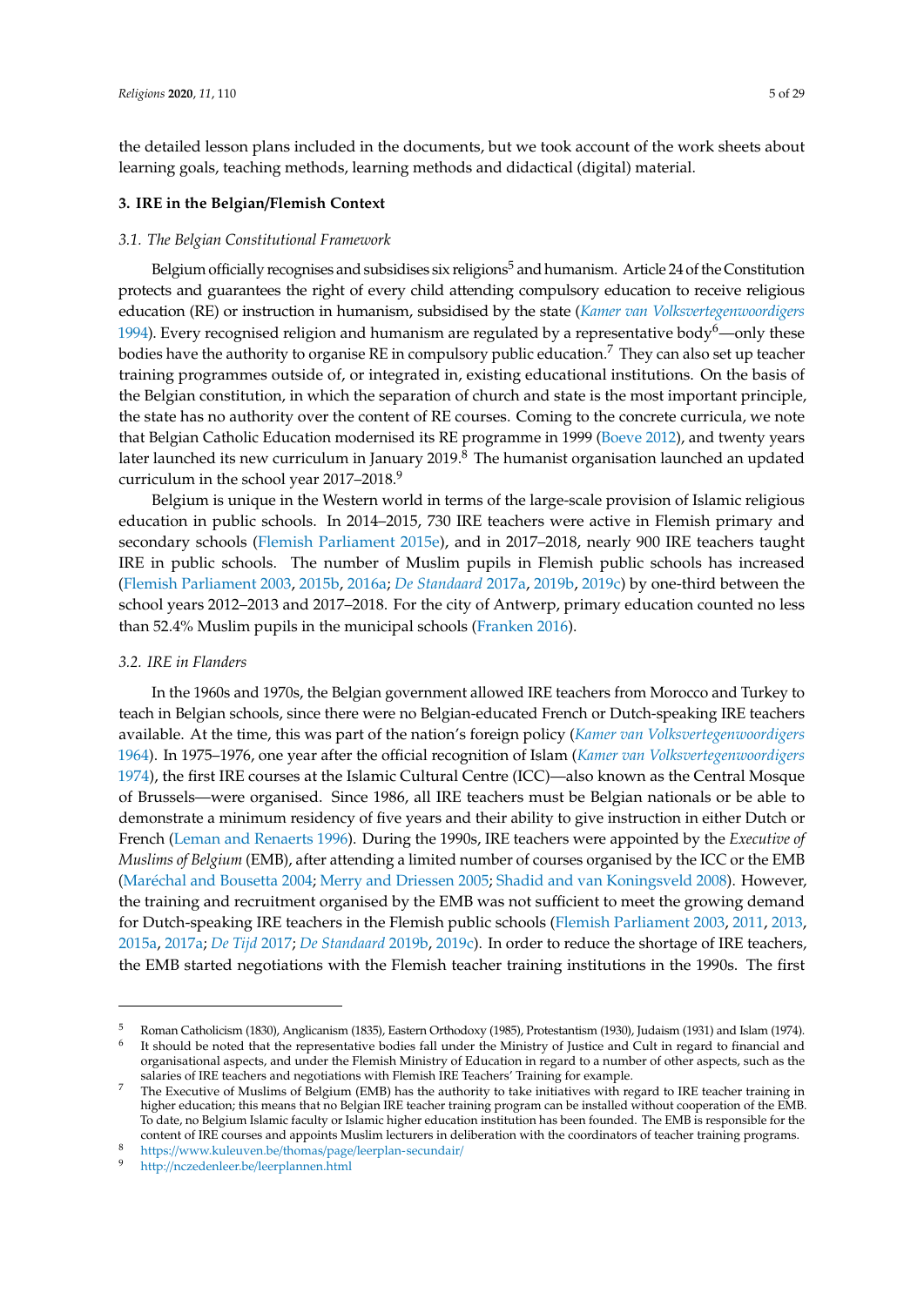the detailed lesson plans included in the documents, but we took account of the work sheets about learning goals, teaching methods, learning methods and didactical (digital) material.

## 3. IRE in the Belgian/Flemish Context

### *3.1. The Belgian Constitutional Framework*

Belgium officially recognises and subsidises six religions[5] and humanism. Article 24 of the Constitution protects and guarantees the right of every child attending compulsory education to receive religious education (RE) or instruction in humanism, subsidised by the state (*Kamer van Volksvertegenwoordigers* 1994). Every recognised religion and humanism are regulated by a representative body[6]—only these bodies have the authority to organise RE in compulsory public education.[7] They can also set up teacher training programmes outside of, or integrated in, existing educational institutions. On the basis of the Belgian constitution, in which the separation of church and state is the most important principle, the state has no authority over the content of RE courses. Coming to the concrete curricula, we note that Belgian Catholic Education modernised its RE programme in 1999 (Boeve 2012), and twenty years later launched its new curriculum in January 2019.[8] The humanist organisation launched an updated curriculum in the school year 2017–2018.[9]

Belgium is unique in the Western world in terms of the large-scale provision of Islamic religious education in public schools. In 2014–2015, 730 IRE teachers were active in Flemish primary and secondary schools (Flemish Parliament 2015e), and in 2017–2018, nearly 900 IRE teachers taught IRE in public schools. The number of Muslim pupils in Flemish public schools has increased (Flemish Parliament 2003, 2015b, 2016a; *De Standaard* 2017a, 2019b, 2019c) by one-third between the school years 2012–2013 and 2017–2018. For the city of Antwerp, primary education counted no less than 52.4% Muslim pupils in the municipal schools (Franken 2016).

### *3.2. IRE in Flanders*

In the 1960s and 1970s, the Belgian government allowed IRE teachers from Morocco and Turkey to teach in Belgian schools, since there were no Belgian-educated French or Dutch-speaking IRE teachers available. At the time, this was part of the nation's foreign policy (*Kamer van Volksvertegenwoordigers* 1964). In 1975–1976, one year after the official recognition of Islam (*Kamer van Volksvertegenwoordigers* 1974), the first IRE courses at the Islamic Cultural Centre (ICC)—also known as the Central Mosque of Brussels—were organised. Since 1986, all IRE teachers must be Belgian nationals or be able to demonstrate a minimum residency of five years and their ability to give instruction in either Dutch or French (Leman and Renaerts 1996). During the 1990s, IRE teachers were appointed by the *Executive of Muslims of Belgium* (EMB), after attending a limited number of courses organised by the ICC or the EMB (Maréchal and Bousetta 2004; Merry and Driessen 2005; Shadid and van Koningsveld 2008). However, the training and recruitment organised by the EMB was not sufficient to meet the growing demand for Dutch-speaking IRE teachers in the Flemish public schools (Flemish Parliament 2003, 2011, 2013, 2015a, 2017a; *De Tijd* 2017; *De Standaard* 2019b, 2019c). In order to reduce the shortage of IRE teachers, the EMB started negotiations with the Flemish teacher training institutions in the 1990s. The first

---

[5] Roman Catholicism (1830), Anglicanism (1835), Eastern Orthodoxy (1985), Protestantism (1930), Judaism (1931) and Islam (1974).

[6] It should be noted that the representative bodies fall under the Ministry of Justice and Cult in regard to financial and organisational aspects, and under the Flemish Ministry of Education in regard to a number of other aspects, such as the salaries of IRE teachers and negotiations with Flemish IRE Teachers' Training for example.

[7] The Executive of Muslims of Belgium (EMB) has the authority to take initiatives with regard to IRE teacher training in higher education; this means that no Belgian IRE teacher training program can be installed without cooperation of the EMB. To date, no Belgium Islamic faculty or Islamic higher education institution has been founded. The EMB is responsible for the content of IRE courses and appoints Muslim lecturers in deliberation with the coordinators of teacher training programs.

[8] https://www.kuleuven.be/thomas/page/leerplan-secundair/

[9] http://nczedenleer.be/leerplannen.html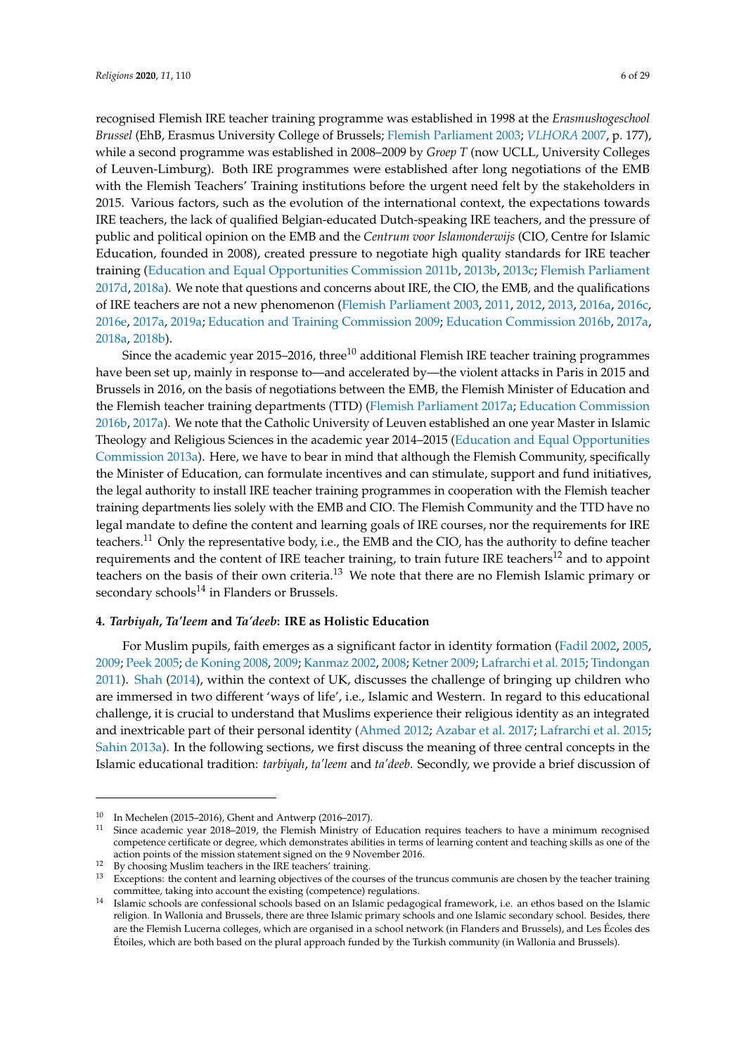recognised Flemish IRE teacher training programme was established in 1998 at the *Erasmushogeschool Brussel* (EhB, Erasmus University College of Brussels; Flemish Parliament 2003; *VLHORA* 2007, p. 177), while a second programme was established in 2008–2009 by *Groep T* (now UCLL, University Colleges of Leuven-Limburg). Both IRE programmes were established after long negotiations of the EMB with the Flemish Teachers' Training institutions before the urgent need felt by the stakeholders in 2015. Various factors, such as the evolution of the international context, the expectations towards IRE teachers, the lack of qualified Belgian-educated Dutch-speaking IRE teachers, and the pressure of public and political opinion on the EMB and the *Centrum voor Islamonderwijs* (CIO, Centre for Islamic Education, founded in 2008), created pressure to negotiate high quality standards for IRE teacher training (Education and Equal Opportunities Commission 2011b, 2013b, 2013c; Flemish Parliament 2017d, 2018a). We note that questions and concerns about IRE, the CIO, the EMB, and the qualifications of IRE teachers are not a new phenomenon (Flemish Parliament 2003, 2011, 2012, 2013, 2016a, 2016c, 2016e, 2017a, 2019a; Education and Training Commission 2009; Education Commission 2016b, 2017a, 2018a, 2018b).

Since the academic year 2015–2016, three[10] additional Flemish IRE teacher training programmes have been set up, mainly in response to—and accelerated by—the violent attacks in Paris in 2015 and Brussels in 2016, on the basis of negotiations between the EMB, the Flemish Minister of Education and the Flemish teacher training departments (TTD) (Flemish Parliament 2017a; Education Commission 2016b, 2017a). We note that the Catholic University of Leuven established an one year Master in Islamic Theology and Religious Sciences in the academic year 2014–2015 (Education and Equal Opportunities Commission 2013a). Here, we have to bear in mind that although the Flemish Community, specifically the Minister of Education, can formulate incentives and can stimulate, support and fund initiatives, the legal authority to install IRE teacher training programmes in cooperation with the Flemish teacher training departments lies solely with the EMB and CIO. The Flemish Community and the TTD have no legal mandate to define the content and learning goals of IRE courses, nor the requirements for IRE teachers.[11] Only the representative body, i.e., the EMB and the CIO, has the authority to define teacher requirements and the content of IRE teacher training, to train future IRE teachers[12] and to appoint teachers on the basis of their own criteria.[13] We note that there are no Flemish Islamic primary or secondary schools[14] in Flanders or Brussels.

## 4. *Tarbiyah*, *Ta'leem* and *Ta'deeb*: IRE as Holistic Education

For Muslim pupils, faith emerges as a significant factor in identity formation (Fadil 2002, 2005, 2009; Peek 2005; de Koning 2008, 2009; Kanmaz 2002, 2008; Ketner 2009; Lafrarchi et al. 2015; Tindongan 2011). Shah (2014), within the context of UK, discusses the challenge of bringing up children who are immersed in two different 'ways of life', i.e., Islamic and Western. In regard to this educational challenge, it is crucial to understand that Muslims experience their religious identity as an integrated and inextricable part of their personal identity (Ahmed 2012; Azabar et al. 2017; Lafrarchi et al. 2015; Sahin 2013a). In the following sections, we first discuss the meaning of three central concepts in the Islamic educational tradition: *tarbiyah*, *ta'leem* and *ta'deeb*. Secondly, we provide a brief discussion of

---

[10] In Mechelen (2015–2016), Ghent and Antwerp (2016–2017).

[11] Since academic year 2018–2019, the Flemish Ministry of Education requires teachers to have a minimum recognised competence certificate or degree, which demonstrates abilities in terms of learning content and teaching skills as one of the action points of the mission statement signed on the 9 November 2016.

[12] By choosing Muslim teachers in the IRE teachers' training.

[13] Exceptions: the content and learning objectives of the courses of the truncus communis are chosen by the teacher training committee, taking into account the existing (competence) regulations.

[14] Islamic schools are confessional schools based on an Islamic pedagogical framework, i.e. an ethos based on the Islamic religion. In Wallonia and Brussels, there are three Islamic primary schools and one Islamic secondary school. Besides, there are the Flemish Lucerna colleges, which are organised in a school network (in Flanders and Brussels), and Les Écoles des Étoiles, which are both based on the plural approach funded by the Turkish community (in Wallonia and Brussels).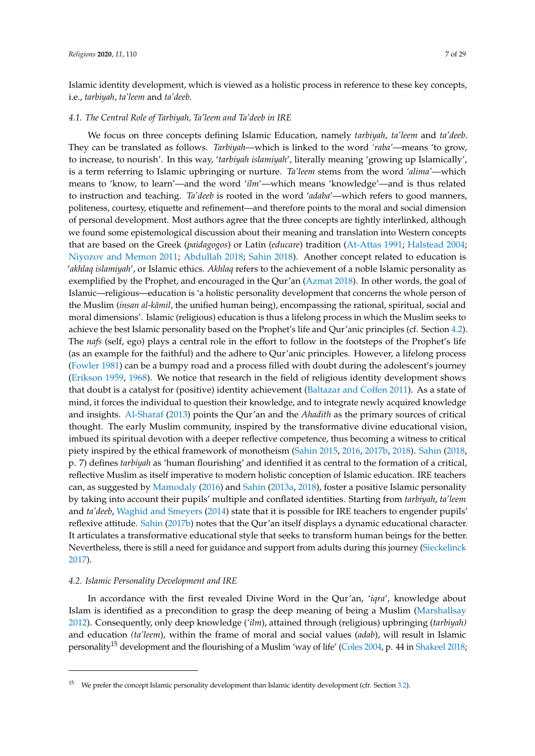Islamic identity development, which is viewed as a holistic process in reference to these key concepts, i.e., *tarbiyah*, *ta'leem* and *ta'deeb*.

### 4.1. The Central Role of Tarbiyah, Ta'leem and Ta'deeb in IRE

We focus on three concepts defining Islamic Education, namely *tarbiyah*, *ta'leem* and *ta'deeb*. They can be translated as follows. *Tarbiyah*—which is linked to the word *'raba'*—means 'to grow, to increase, to nourish'. In this way, '*tarbiyah islamiyah*', literally meaning 'growing up Islamically', is a term referring to Islamic upbringing or nurture. *Ta'leem* stems from the word *'alima'*—which means to 'know, to learn'—and the word '*ilm*'—which means 'knowledge'—and is thus related to instruction and teaching. *Ta'deeb* is rooted in the word '*adaba*'—which refers to good manners, politeness, courtesy, etiquette and refinement—and therefore points to the moral and social dimension of personal development. Most authors agree that the three concepts are tightly interlinked, although we found some epistemological discussion about their meaning and translation into Western concepts that are based on the Greek (*paidagogos*) or Latin (*educare*) tradition (At-Attas 1991; Halstead 2004; Niyozov and Memon 2011; Abdullah 2018; Sahin 2018). Another concept related to education is '*akhlaq islamiyah*', or Islamic ethics. *Akhlaq* refers to the achievement of a noble Islamic personality as exemplified by the Prophet, and encouraged in the Qur'an (Azmat 2018). In other words, the goal of Islamic—religious—education is 'a holistic personality development that concerns the whole person of the Muslim (*insan al-kāmil*, the unified human being), encompassing the rational, spiritual, social and moral dimensions'. Islamic (religious) education is thus a lifelong process in which the Muslim seeks to achieve the best Islamic personality based on the Prophet's life and Qur'anic principles (cf. Section 4.2). The *nafs* (self, ego) plays a central role in the effort to follow in the footsteps of the Prophet's life (as an example for the faithful) and the adhere to Qur'anic principles. However, a lifelong process (Fowler 1981) can be a bumpy road and a process filled with doubt during the adolescent's journey (Erikson 1959, 1968). We notice that research in the field of religious identity development shows that doubt is a catalyst for (positive) identity achievement (Baltazar and Coffen 2011). As a state of mind, it forces the individual to question their knowledge, and to integrate newly acquired knowledge and insights. Al-Sharaf (2013) points the Qur'an and the *Ahadith* as the primary sources of critical thought. The early Muslim community, inspired by the transformative divine educational vision, imbued its spiritual devotion with a deeper reflective competence, thus becoming a witness to critical piety inspired by the ethical framework of monotheism (Sahin 2015, 2016, 2017b, 2018). Sahin (2018, p. 7) defines *tarbiyah* as 'human flourishing' and identified it as central to the formation of a critical, reflective Muslim as itself imperative to modern holistic conception of Islamic education. IRE teachers can, as suggested by Mamodaly (2016) and Sahin (2013a, 2018), foster a positive Islamic personality by taking into account their pupils' multiple and conflated identities. Starting from *tarbiyah*, *ta'leem* and *ta'deeb*, Waghid and Smeyers (2014) state that it is possible for IRE teachers to engender pupils' reflexive attitude. Sahin (2017b) notes that the Qur'an itself displays a dynamic educational character. It articulates a transformative educational style that seeks to transform human beings for the better. Nevertheless, there is still a need for guidance and support from adults during this journey (Sieckelinck 2017).

### 4.2. Islamic Personality Development and IRE

In accordance with the first revealed Divine Word in the Qur'an, '*iqra*', knowledge about Islam is identified as a precondition to grasp the deep meaning of being a Muslim (Marshallsay 2012). Consequently, only deep knowledge (*'ilm*), attained through (religious) upbringing (*tarbiyah)* and education *(ta'leem*), within the frame of moral and social values (*adab*), will result in Islamic personality[15] development and the flourishing of a Muslim 'way of life' (Coles 2004, p. 44 in Shakeel 2018;

---

[15] We prefer the concept Islamic personality development than Islamic identity development (cfr. Section 3.2).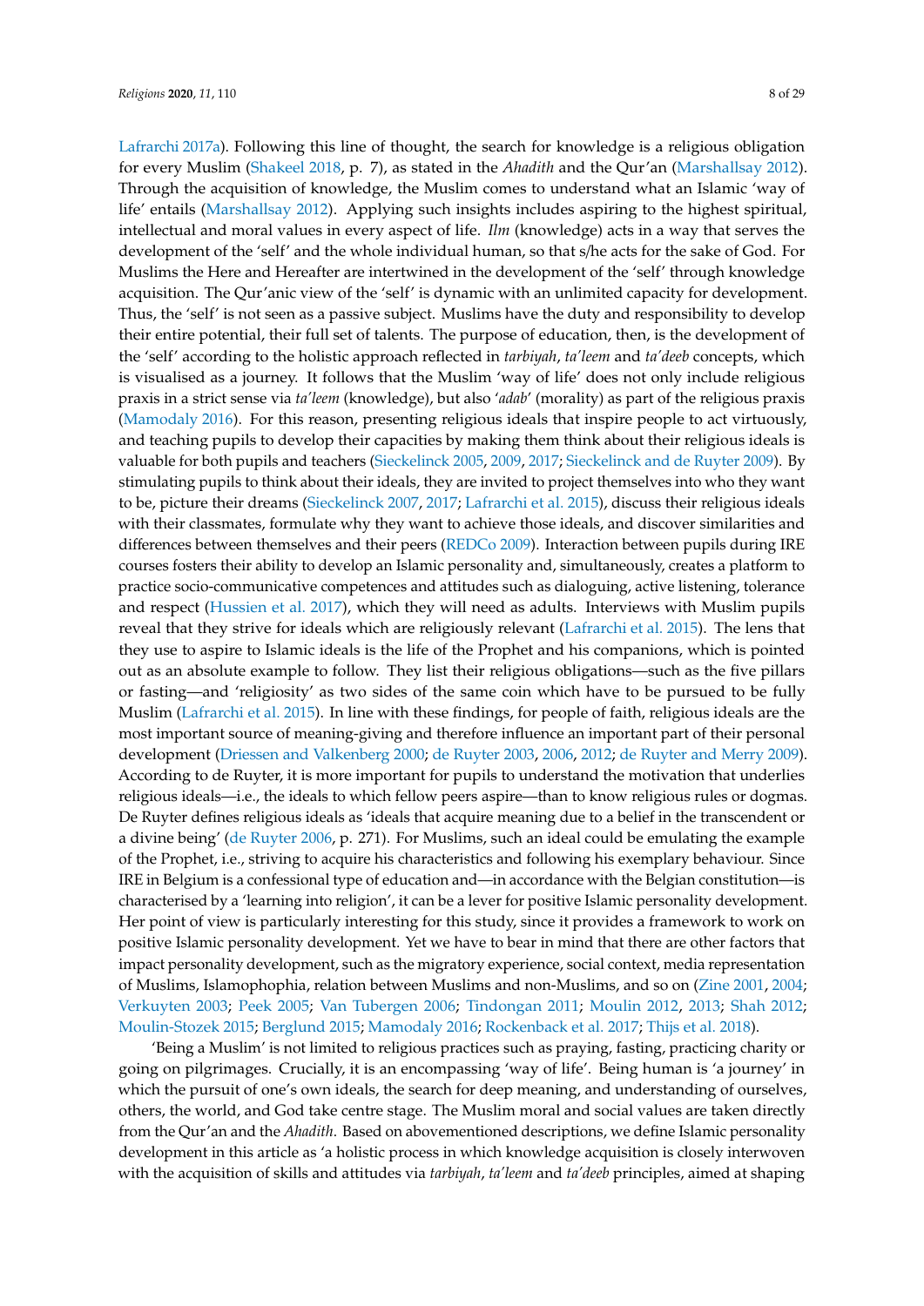Lafrarchi 2017a). Following this line of thought, the search for knowledge is a religious obligation for every Muslim (Shakeel 2018, p. 7), as stated in the *Ahadith* and the Qur'an (Marshallsay 2012). Through the acquisition of knowledge, the Muslim comes to understand what an Islamic 'way of life' entails (Marshallsay 2012). Applying such insights includes aspiring to the highest spiritual, intellectual and moral values in every aspect of life. *Ilm* (knowledge) acts in a way that serves the development of the 'self' and the whole individual human, so that s/he acts for the sake of God. For Muslims the Here and Hereafter are intertwined in the development of the 'self' through knowledge acquisition. The Qur'anic view of the 'self' is dynamic with an unlimited capacity for development. Thus, the 'self' is not seen as a passive subject. Muslims have the duty and responsibility to develop their entire potential, their full set of talents. The purpose of education, then, is the development of the 'self' according to the holistic approach reflected in *tarbiyah*, *ta'leem* and *ta'deeb* concepts, which is visualised as a journey. It follows that the Muslim 'way of life' does not only include religious praxis in a strict sense via *ta'leem* (knowledge), but also '*adab*' (morality) as part of the religious praxis (Mamodaly 2016). For this reason, presenting religious ideals that inspire people to act virtuously, and teaching pupils to develop their capacities by making them think about their religious ideals is valuable for both pupils and teachers (Sieckelinck 2005, 2009, 2017; Sieckelinck and de Ruyter 2009). By stimulating pupils to think about their ideals, they are invited to project themselves into who they want to be, picture their dreams (Sieckelinck 2007, 2017; Lafrarchi et al. 2015), discuss their religious ideals with their classmates, formulate why they want to achieve those ideals, and discover similarities and differences between themselves and their peers (REDCo 2009). Interaction between pupils during IRE courses fosters their ability to develop an Islamic personality and, simultaneously, creates a platform to practice socio-communicative competences and attitudes such as dialoguing, active listening, tolerance and respect (Hussien et al. 2017), which they will need as adults. Interviews with Muslim pupils reveal that they strive for ideals which are religiously relevant (Lafrarchi et al. 2015). The lens that they use to aspire to Islamic ideals is the life of the Prophet and his companions, which is pointed out as an absolute example to follow. They list their religious obligations—such as the five pillars or fasting—and 'religiosity' as two sides of the same coin which have to be pursued to be fully Muslim (Lafrarchi et al. 2015). In line with these findings, for people of faith, religious ideals are the most important source of meaning-giving and therefore influence an important part of their personal development (Driessen and Valkenberg 2000; de Ruyter 2003, 2006, 2012; de Ruyter and Merry 2009). According to de Ruyter, it is more important for pupils to understand the motivation that underlies religious ideals—i.e., the ideals to which fellow peers aspire—than to know religious rules or dogmas. De Ruyter defines religious ideals as 'ideals that acquire meaning due to a belief in the transcendent or a divine being' (de Ruyter 2006, p. 271). For Muslims, such an ideal could be emulating the example of the Prophet, i.e., striving to acquire his characteristics and following his exemplary behaviour. Since IRE in Belgium is a confessional type of education and—in accordance with the Belgian constitution—is characterised by a 'learning into religion', it can be a lever for positive Islamic personality development. Her point of view is particularly interesting for this study, since it provides a framework to work on positive Islamic personality development. Yet we have to bear in mind that there are other factors that impact personality development, such as the migratory experience, social context, media representation of Muslims, Islamophophia, relation between Muslims and non-Muslims, and so on (Zine 2001, 2004; Verkuyten 2003; Peek 2005; Van Tubergen 2006; Tindongan 2011; Moulin 2012, 2013; Shah 2012; Moulin-Stozek 2015; Berglund 2015; Mamodaly 2016; Rockenback et al. 2017; Thijs et al. 2018).

'Being a Muslim' is not limited to religious practices such as praying, fasting, practicing charity or going on pilgrimages. Crucially, it is an encompassing 'way of life'. Being human is 'a journey' in which the pursuit of one's own ideals, the search for deep meaning, and understanding of ourselves, others, the world, and God take centre stage. The Muslim moral and social values are taken directly from the Qur'an and the *Ahadith*. Based on abovementioned descriptions, we define Islamic personality development in this article as 'a holistic process in which knowledge acquisition is closely interwoven with the acquisition of skills and attitudes via *tarbiyah*, *ta'leem* and *ta'deeb* principles, aimed at shaping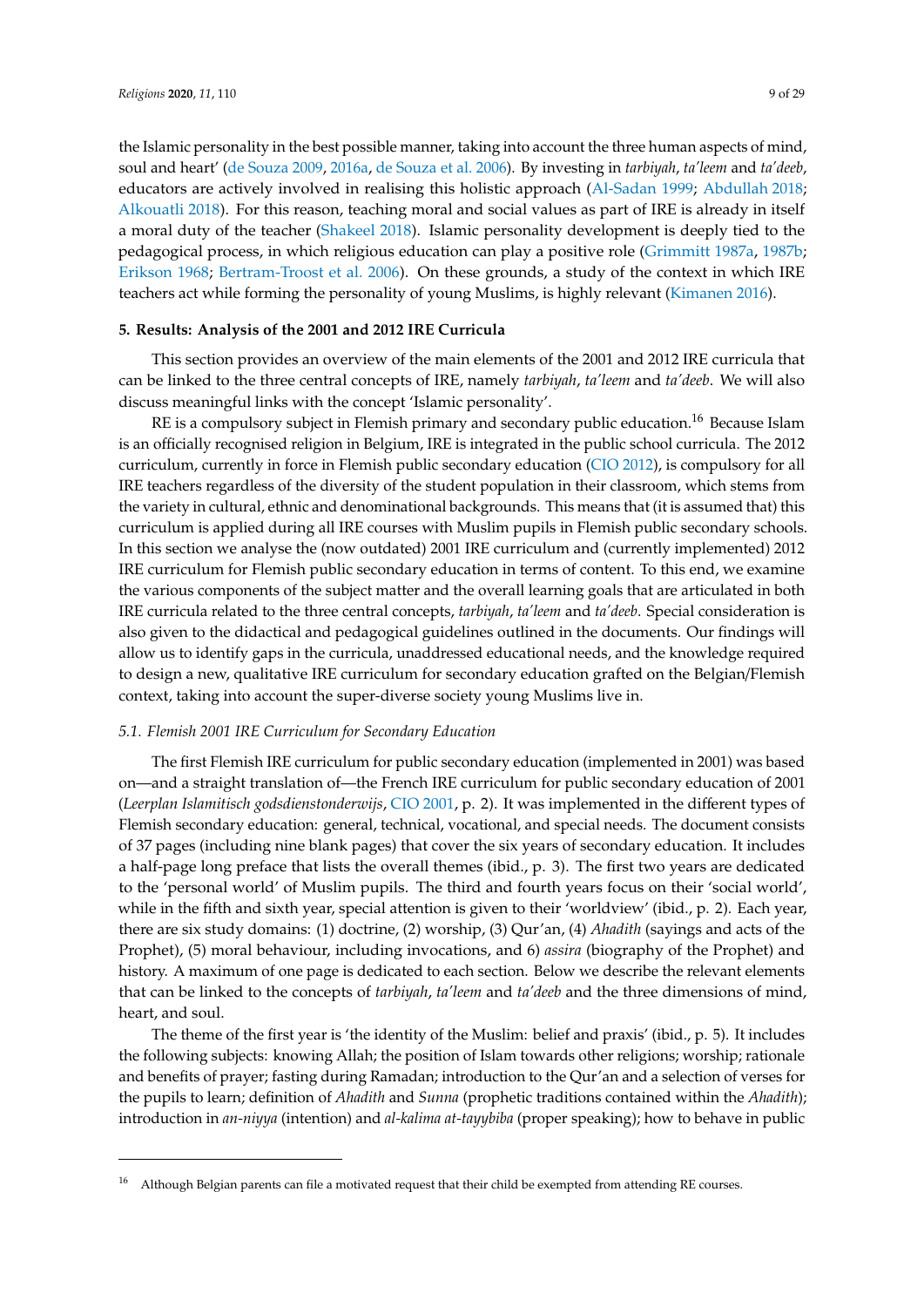the Islamic personality in the best possible manner, taking into account the three human aspects of mind, soul and heart' (de Souza 2009, 2016a, de Souza et al. 2006). By investing in *tarbiyah*, *ta'leem* and *ta'deeb*, educators are actively involved in realising this holistic approach (Al-Sadan 1999; Abdullah 2018; Alkouatli 2018). For this reason, teaching moral and social values as part of IRE is already in itself a moral duty of the teacher (Shakeel 2018). Islamic personality development is deeply tied to the pedagogical process, in which religious education can play a positive role (Grimmitt 1987a, 1987b; Erikson 1968; Bertram-Troost et al. 2006). On these grounds, a study of the context in which IRE teachers act while forming the personality of young Muslims, is highly relevant (Kimanen 2016).

## 5. Results: Analysis of the 2001 and 2012 IRE Curricula

This section provides an overview of the main elements of the 2001 and 2012 IRE curricula that can be linked to the three central concepts of IRE, namely *tarbiyah*, *ta'leem* and *ta'deeb*. We will also discuss meaningful links with the concept 'Islamic personality'.

RE is a compulsory subject in Flemish primary and secondary public education.[16] Because Islam is an officially recognised religion in Belgium, IRE is integrated in the public school curricula. The 2012 curriculum, currently in force in Flemish public secondary education (CIO 2012), is compulsory for all IRE teachers regardless of the diversity of the student population in their classroom, which stems from the variety in cultural, ethnic and denominational backgrounds. This means that (it is assumed that) this curriculum is applied during all IRE courses with Muslim pupils in Flemish public secondary schools. In this section we analyse the (now outdated) 2001 IRE curriculum and (currently implemented) 2012 IRE curriculum for Flemish public secondary education in terms of content. To this end, we examine the various components of the subject matter and the overall learning goals that are articulated in both IRE curricula related to the three central concepts, *tarbiyah*, *ta'leem* and *ta'deeb*. Special consideration is also given to the didactical and pedagogical guidelines outlined in the documents. Our findings will allow us to identify gaps in the curricula, unaddressed educational needs, and the knowledge required to design a new, qualitative IRE curriculum for secondary education grafted on the Belgian/Flemish context, taking into account the super-diverse society young Muslims live in.

### *5.1. Flemish 2001 IRE Curriculum for Secondary Education*

The first Flemish IRE curriculum for public secondary education (implemented in 2001) was based on—and a straight translation of—the French IRE curriculum for public secondary education of 2001 (*Leerplan Islamitisch godsdienstonderwijs*, CIO 2001, p. 2). It was implemented in the different types of Flemish secondary education: general, technical, vocational, and special needs. The document consists of 37 pages (including nine blank pages) that cover the six years of secondary education. It includes a half-page long preface that lists the overall themes (ibid., p. 3). The first two years are dedicated to the 'personal world' of Muslim pupils. The third and fourth years focus on their 'social world', while in the fifth and sixth year, special attention is given to their 'worldview' (ibid., p. 2). Each year, there are six study domains: (1) doctrine, (2) worship, (3) Qur'an, (4) *Ahadith* (sayings and acts of the Prophet), (5) moral behaviour, including invocations, and 6) *assira* (biography of the Prophet) and history. A maximum of one page is dedicated to each section. Below we describe the relevant elements that can be linked to the concepts of *tarbiyah*, *ta'leem* and *ta'deeb* and the three dimensions of mind, heart, and soul.

The theme of the first year is 'the identity of the Muslim: belief and praxis' (ibid., p. 5). It includes the following subjects: knowing Allah; the position of Islam towards other religions; worship; rationale and benefits of prayer; fasting during Ramadan; introduction to the Qur'an and a selection of verses for the pupils to learn; definition of *Ahadith* and *Sunna* (prophetic traditions contained within the *Ahadith*); introduction in *an-niyya* (intention) and *al-kalima at-tayybiba* (proper speaking); how to behave in public

[16] Although Belgian parents can file a motivated request that their child be exempted from attending RE courses.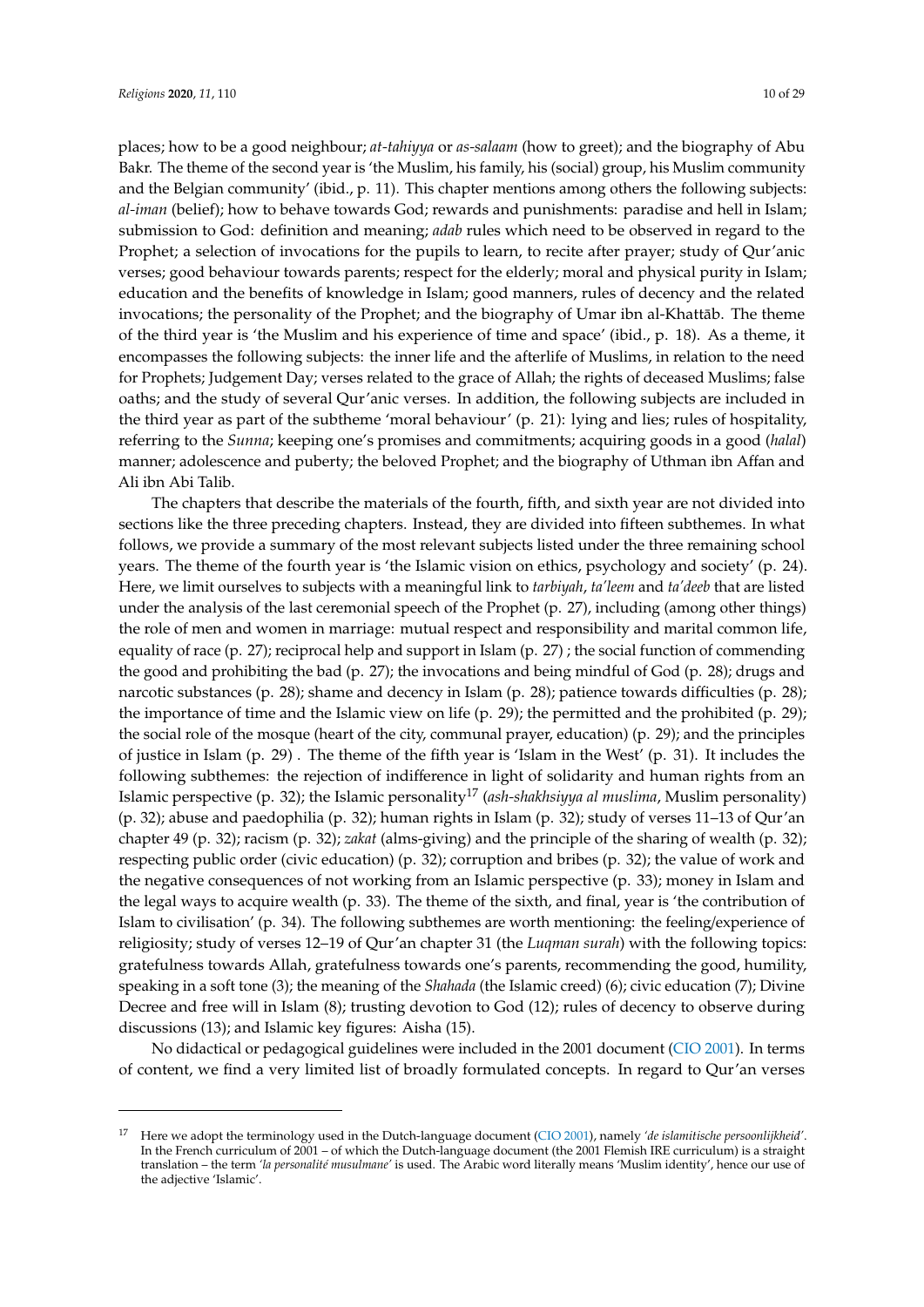places; how to be a good neighbour; *at-tahiyya* or *as-salaam* (how to greet); and the biography of Abu Bakr. The theme of the second year is 'the Muslim, his family, his (social) group, his Muslim community and the Belgian community' (ibid., p. 11). This chapter mentions among others the following subjects: *al-iman* (belief); how to behave towards God; rewards and punishments: paradise and hell in Islam; submission to God: definition and meaning; *adab* rules which need to be observed in regard to the Prophet; a selection of invocations for the pupils to learn, to recite after prayer; study of Qur'anic verses; good behaviour towards parents; respect for the elderly; moral and physical purity in Islam; education and the benefits of knowledge in Islam; good manners, rules of decency and the related invocations; the personality of the Prophet; and the biography of Umar ibn al-Khattāb. The theme of the third year is 'the Muslim and his experience of time and space' (ibid., p. 18). As a theme, it encompasses the following subjects: the inner life and the afterlife of Muslims, in relation to the need for Prophets; Judgement Day; verses related to the grace of Allah; the rights of deceased Muslims; false oaths; and the study of several Qur'anic verses. In addition, the following subjects are included in the third year as part of the subtheme 'moral behaviour' (p. 21): lying and lies; rules of hospitality, referring to the *Sunna*; keeping one's promises and commitments; acquiring goods in a good (*halal*) manner; adolescence and puberty; the beloved Prophet; and the biography of Uthman ibn Affan and Ali ibn Abi Talib.

The chapters that describe the materials of the fourth, fifth, and sixth year are not divided into sections like the three preceding chapters. Instead, they are divided into fifteen subthemes. In what follows, we provide a summary of the most relevant subjects listed under the three remaining school years. The theme of the fourth year is 'the Islamic vision on ethics, psychology and society' (p. 24). Here, we limit ourselves to subjects with a meaningful link to *tarbiyah*, *ta'leem* and *ta'deeb* that are listed under the analysis of the last ceremonial speech of the Prophet (p. 27), including (among other things) the role of men and women in marriage: mutual respect and responsibility and marital common life, equality of race (p. 27); reciprocal help and support in Islam (p. 27) ; the social function of commending the good and prohibiting the bad (p. 27); the invocations and being mindful of God (p. 28); drugs and narcotic substances (p. 28); shame and decency in Islam (p. 28); patience towards difficulties (p. 28); the importance of time and the Islamic view on life (p. 29); the permitted and the prohibited (p. 29); the social role of the mosque (heart of the city, communal prayer, education) (p. 29); and the principles of justice in Islam (p. 29) . The theme of the fifth year is 'Islam in the West' (p. 31). It includes the following subthemes: the rejection of indifference in light of solidarity and human rights from an Islamic perspective (p. 32); the Islamic personality[17] (*ash-shakhsiyya al muslima*, Muslim personality) (p. 32); abuse and paedophilia (p. 32); human rights in Islam (p. 32); study of verses 11–13 of Qur'an chapter 49 (p. 32); racism (p. 32); *zakat* (alms-giving) and the principle of the sharing of wealth (p. 32); respecting public order (civic education) (p. 32); corruption and bribes (p. 32); the value of work and the negative consequences of not working from an Islamic perspective (p. 33); money in Islam and the legal ways to acquire wealth (p. 33). The theme of the sixth, and final, year is 'the contribution of Islam to civilisation' (p. 34). The following subthemes are worth mentioning: the feeling/experience of religiosity; study of verses 12–19 of Qur'an chapter 31 (the *Luqman surah*) with the following topics: gratefulness towards Allah, gratefulness towards one's parents, recommending the good, humility, speaking in a soft tone (3); the meaning of the *Shahada* (the Islamic creed) (6); civic education (7); Divine Decree and free will in Islam (8); trusting devotion to God (12); rules of decency to observe during discussions (13); and Islamic key figures: Aisha (15).

No didactical or pedagogical guidelines were included in the 2001 document (CIO 2001). In terms of content, we find a very limited list of broadly formulated concepts. In regard to Qur'an verses

---

[17] Here we adopt the terminology used in the Dutch-language document (CIO 2001), namely *'de islamitische persoonlijkheid'*. In the French curriculum of 2001 – of which the Dutch-language document (the 2001 Flemish IRE curriculum) is a straight translation – the term *'la personalité musulmane'* is used. The Arabic word literally means 'Muslim identity', hence our use of the adjective 'Islamic'.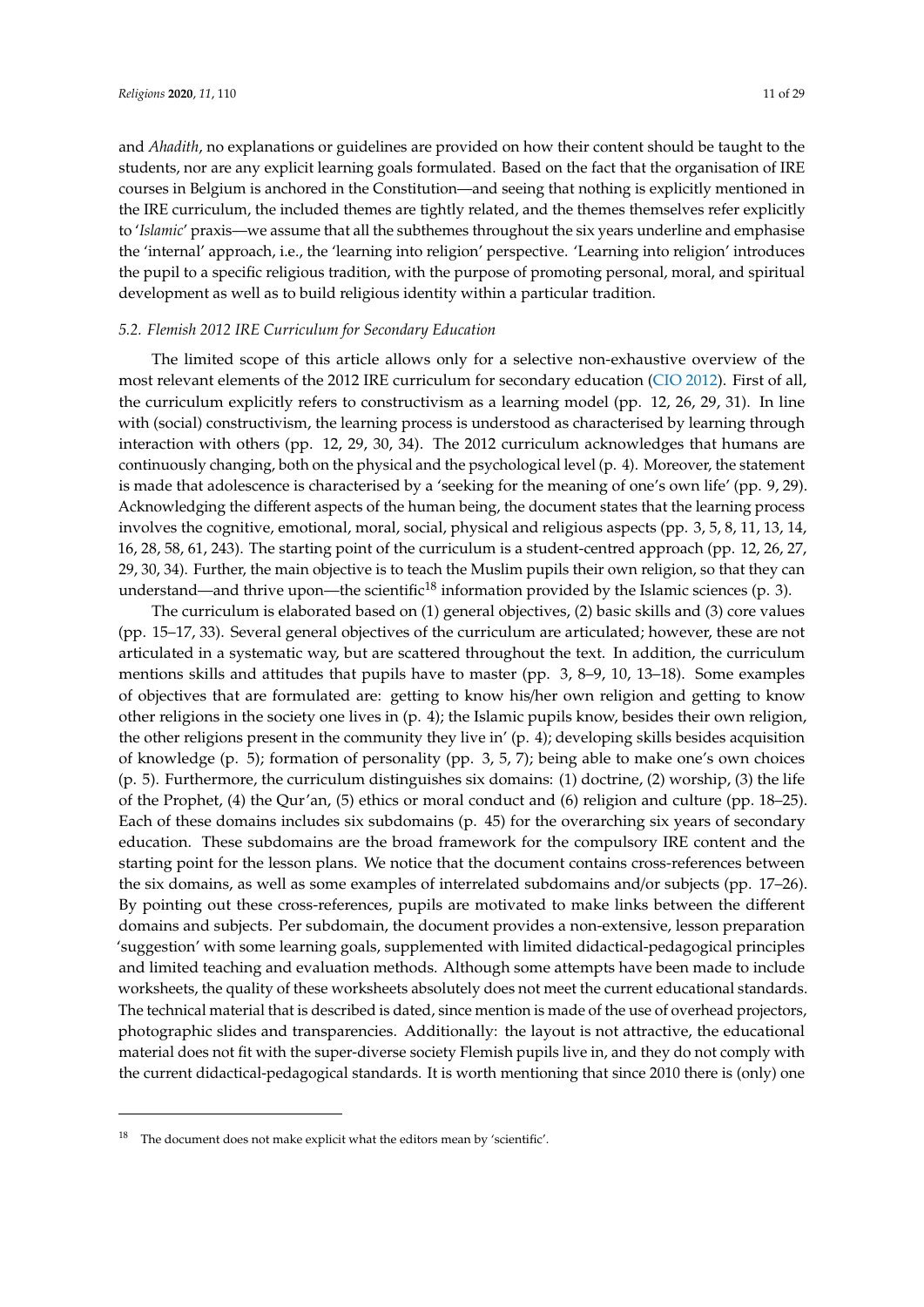and *Ahadith*, no explanations or guidelines are provided on how their content should be taught to the students, nor are any explicit learning goals formulated. Based on the fact that the organisation of IRE courses in Belgium is anchored in the Constitution—and seeing that nothing is explicitly mentioned in the IRE curriculum, the included themes are tightly related, and the themes themselves refer explicitly to '*Islamic*' praxis—we assume that all the subthemes throughout the six years underline and emphasise the 'internal' approach, i.e., the 'learning into religion' perspective. 'Learning into religion' introduces the pupil to a specific religious tradition, with the purpose of promoting personal, moral, and spiritual development as well as to build religious identity within a particular tradition.

### *5.2. Flemish 2012 IRE Curriculum for Secondary Education*

The limited scope of this article allows only for a selective non-exhaustive overview of the most relevant elements of the 2012 IRE curriculum for secondary education (CIO 2012). First of all, the curriculum explicitly refers to constructivism as a learning model (pp. 12, 26, 29, 31). In line with (social) constructivism, the learning process is understood as characterised by learning through interaction with others (pp. 12, 29, 30, 34). The 2012 curriculum acknowledges that humans are continuously changing, both on the physical and the psychological level (p. 4). Moreover, the statement is made that adolescence is characterised by a 'seeking for the meaning of one's own life' (pp. 9, 29). Acknowledging the different aspects of the human being, the document states that the learning process involves the cognitive, emotional, moral, social, physical and religious aspects (pp. 3, 5, 8, 11, 13, 14, 16, 28, 58, 61, 243). The starting point of the curriculum is a student-centred approach (pp. 12, 26, 27, 29, 30, 34). Further, the main objective is to teach the Muslim pupils their own religion, so that they can understand—and thrive upon—the scientific[18] information provided by the Islamic sciences (p. 3).

The curriculum is elaborated based on (1) general objectives, (2) basic skills and (3) core values (pp. 15–17, 33). Several general objectives of the curriculum are articulated; however, these are not articulated in a systematic way, but are scattered throughout the text. In addition, the curriculum mentions skills and attitudes that pupils have to master (pp. 3, 8–9, 10, 13–18). Some examples of objectives that are formulated are: getting to know his/her own religion and getting to know other religions in the society one lives in (p. 4); the Islamic pupils know, besides their own religion, the other religions present in the community they live in' (p. 4); developing skills besides acquisition of knowledge (p. 5); formation of personality (pp. 3, 5, 7); being able to make one's own choices (p. 5). Furthermore, the curriculum distinguishes six domains: (1) doctrine, (2) worship, (3) the life of the Prophet, (4) the Qur'an, (5) ethics or moral conduct and (6) religion and culture (pp. 18–25). Each of these domains includes six subdomains (p. 45) for the overarching six years of secondary education. These subdomains are the broad framework for the compulsory IRE content and the starting point for the lesson plans. We notice that the document contains cross-references between the six domains, as well as some examples of interrelated subdomains and/or subjects (pp. 17–26). By pointing out these cross-references, pupils are motivated to make links between the different domains and subjects. Per subdomain, the document provides a non-extensive, lesson preparation 'suggestion' with some learning goals, supplemented with limited didactical-pedagogical principles and limited teaching and evaluation methods. Although some attempts have been made to include worksheets, the quality of these worksheets absolutely does not meet the current educational standards. The technical material that is described is dated, since mention is made of the use of overhead projectors, photographic slides and transparencies. Additionally: the layout is not attractive, the educational material does not fit with the super-diverse society Flemish pupils live in, and they do not comply with the current didactical-pedagogical standards. It is worth mentioning that since 2010 there is (only) one

---

[18] The document does not make explicit what the editors mean by 'scientific'.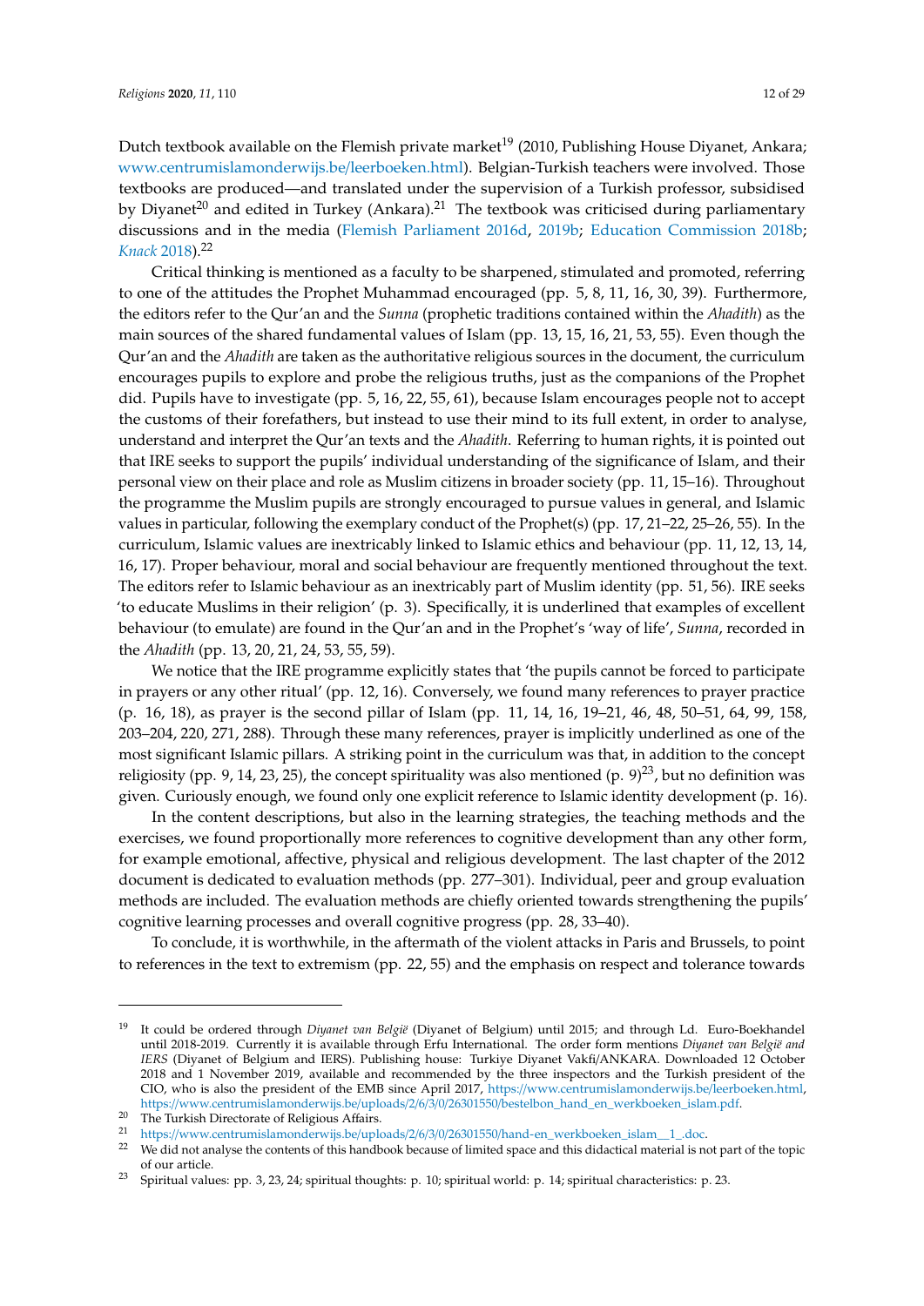Dutch textbook available on the Flemish private market[19] (2010, Publishing House Diyanet, Ankara; www.centrumislamonderwijs.be/leerboeken.html). Belgian-Turkish teachers were involved. Those textbooks are produced—and translated under the supervision of a Turkish professor, subsidised by Diyanet[20] and edited in Turkey (Ankara).[21] The textbook was criticised during parliamentary discussions and in the media (Flemish Parliament 2016d, 2019b; Education Commission 2018b; *Knack* 2018).[22]

Critical thinking is mentioned as a faculty to be sharpened, stimulated and promoted, referring to one of the attitudes the Prophet Muhammad encouraged (pp. 5, 8, 11, 16, 30, 39). Furthermore, the editors refer to the Qur'an and the *Sunna* (prophetic traditions contained within the *Ahadith*) as the main sources of the shared fundamental values of Islam (pp. 13, 15, 16, 21, 53, 55). Even though the Qur'an and the *Ahadith* are taken as the authoritative religious sources in the document, the curriculum encourages pupils to explore and probe the religious truths, just as the companions of the Prophet did. Pupils have to investigate (pp. 5, 16, 22, 55, 61), because Islam encourages people not to accept the customs of their forefathers, but instead to use their mind to its full extent, in order to analyse, understand and interpret the Qur'an texts and the *Ahadith*. Referring to human rights, it is pointed out that IRE seeks to support the pupils' individual understanding of the significance of Islam, and their personal view on their place and role as Muslim citizens in broader society (pp. 11, 15–16). Throughout the programme the Muslim pupils are strongly encouraged to pursue values in general, and Islamic values in particular, following the exemplary conduct of the Prophet(s) (pp. 17, 21–22, 25–26, 55). In the curriculum, Islamic values are inextricably linked to Islamic ethics and behaviour (pp. 11, 12, 13, 14, 16, 17). Proper behaviour, moral and social behaviour are frequently mentioned throughout the text. The editors refer to Islamic behaviour as an inextricably part of Muslim identity (pp. 51, 56). IRE seeks 'to educate Muslims in their religion' (p. 3). Specifically, it is underlined that examples of excellent behaviour (to emulate) are found in the Qur'an and in the Prophet's 'way of life', *Sunna*, recorded in the *Ahadith* (pp. 13, 20, 21, 24, 53, 55, 59).

We notice that the IRE programme explicitly states that 'the pupils cannot be forced to participate in prayers or any other ritual' (pp. 12, 16). Conversely, we found many references to prayer practice (p. 16, 18), as prayer is the second pillar of Islam (pp. 11, 14, 16, 19–21, 46, 48, 50–51, 64, 99, 158, 203–204, 220, 271, 288). Through these many references, prayer is implicitly underlined as one of the most significant Islamic pillars. A striking point in the curriculum was that, in addition to the concept religiosity (pp. 9, 14, 23, 25), the concept spirituality was also mentioned (p. 9)[23], but no definition was given. Curiously enough, we found only one explicit reference to Islamic identity development (p. 16).

In the content descriptions, but also in the learning strategies, the teaching methods and the exercises, we found proportionally more references to cognitive development than any other form, for example emotional, affective, physical and religious development. The last chapter of the 2012 document is dedicated to evaluation methods (pp. 277–301). Individual, peer and group evaluation methods are included. The evaluation methods are chiefly oriented towards strengthening the pupils' cognitive learning processes and overall cognitive progress (pp. 28, 33–40).

To conclude, it is worthwhile, in the aftermath of the violent attacks in Paris and Brussels, to point to references in the text to extremism (pp. 22, 55) and the emphasis on respect and tolerance towards

---

[19] It could be ordered through *Diyanet van België* (Diyanet of Belgium) until 2015; and through Ld. Euro-Boekhandel until 2018-2019. Currently it is available through Erfu International. The order form mentions *Diyanet van België and IERS* (Diyanet of Belgium and IERS). Publishing house: Turkiye Diyanet Vakfi/ANKARA. Downloaded 12 October 2018 and 1 November 2019, available and recommended by the three inspectors and the Turkish president of the CIO, who is also the president of the EMB since April 2017, https://www.centrumislamonderwijs.be/leerboeken.html, https://www.centrumislamonderwijs.be/uploads/2/6/3/0/26301550/bestelbon_hand_en_werkboeken_islam.pdf.

[20] The Turkish Directorate of Religious Affairs.

[21] https://www.centrumislamonderwijs.be/uploads/2/6/3/0/26301550/hand-en_werkboeken_islam__1_.doc.

[22] We did not analyse the contents of this handbook because of limited space and this didactical material is not part of the topic of our article.

[23] Spiritual values: pp. 3, 23, 24; spiritual thoughts: p. 10; spiritual world: p. 14; spiritual characteristics: p. 23.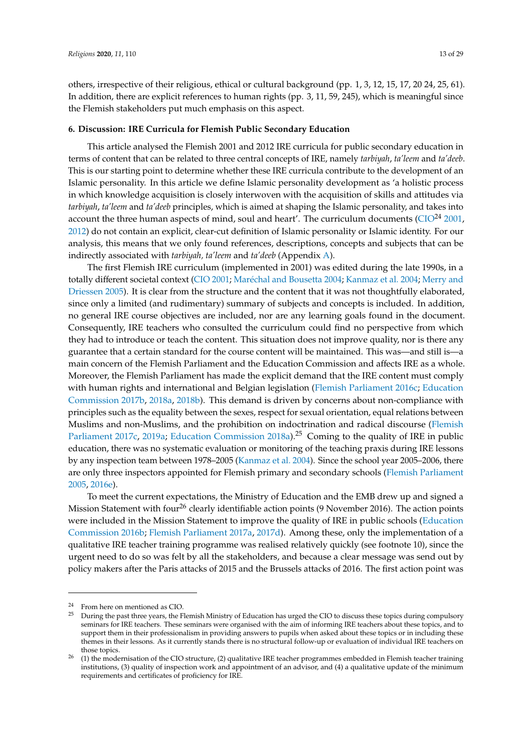others, irrespective of their religious, ethical or cultural background (pp. 1, 3, 12, 15, 17, 20 24, 25, 61). In addition, there are explicit references to human rights (pp. 3, 11, 59, 245), which is meaningful since the Flemish stakeholders put much emphasis on this aspect.

## 6. Discussion: IRE Curricula for Flemish Public Secondary Education

This article analysed the Flemish 2001 and 2012 IRE curricula for public secondary education in terms of content that can be related to three central concepts of IRE, namely *tarbiyah*, *ta'leem* and *ta'deeb*. This is our starting point to determine whether these IRE curricula contribute to the development of an Islamic personality. In this article we define Islamic personality development as 'a holistic process in which knowledge acquisition is closely interwoven with the acquisition of skills and attitudes via *tarbiyah*, *ta'leem* and *ta'deeb* principles, which is aimed at shaping the Islamic personality, and takes into account the three human aspects of mind, soul and heart'. The curriculum documents (CIO[24] 2001, 2012) do not contain an explicit, clear-cut definition of Islamic personality or Islamic identity. For our analysis, this means that we only found references, descriptions, concepts and subjects that can be indirectly associated with *tarbiyah, ta'leem* and *ta'deeb* (Appendix A).

The first Flemish IRE curriculum (implemented in 2001) was edited during the late 1990s, in a totally different societal context (CIO 2001; Maréchal and Bousetta 2004; Kanmaz et al. 2004; Merry and Driessen 2005). It is clear from the structure and the content that it was not thoughtfully elaborated, since only a limited (and rudimentary) summary of subjects and concepts is included. In addition, no general IRE course objectives are included, nor are any learning goals found in the document. Consequently, IRE teachers who consulted the curriculum could find no perspective from which they had to introduce or teach the content. This situation does not improve quality, nor is there any guarantee that a certain standard for the course content will be maintained. This was—and still is—a main concern of the Flemish Parliament and the Education Commission and affects IRE as a whole. Moreover, the Flemish Parliament has made the explicit demand that the IRE content must comply with human rights and international and Belgian legislation (Flemish Parliament 2016c; Education Commission 2017b, 2018a, 2018b). This demand is driven by concerns about non-compliance with principles such as the equality between the sexes, respect for sexual orientation, equal relations between Muslims and non-Muslims, and the prohibition on indoctrination and radical discourse (Flemish Parliament 2017c, 2019a; Education Commission 2018a).[25] Coming to the quality of IRE in public education, there was no systematic evaluation or monitoring of the teaching praxis during IRE lessons by any inspection team between 1978–2005 (Kanmaz et al. 2004). Since the school year 2005–2006, there are only three inspectors appointed for Flemish primary and secondary schools (Flemish Parliament 2005, 2016e).

To meet the current expectations, the Ministry of Education and the EMB drew up and signed a Mission Statement with four[26] clearly identifiable action points (9 November 2016). The action points were included in the Mission Statement to improve the quality of IRE in public schools (Education Commission 2016b; Flemish Parliament 2017a, 2017d). Among these, only the implementation of a qualitative IRE teacher training programme was realised relatively quickly (see footnote 10), since the urgent need to do so was felt by all the stakeholders, and because a clear message was send out by policy makers after the Paris attacks of 2015 and the Brussels attacks of 2016. The first action point was

---

[24] From here on mentioned as CIO.

[25] During the past three years, the Flemish Ministry of Education has urged the CIO to discuss these topics during compulsory seminars for IRE teachers. These seminars were organised with the aim of informing IRE teachers about these topics, and to support them in their professionalism in providing answers to pupils when asked about these topics or in including these themes in their lessons. As it currently stands there is no structural follow-up or evaluation of individual IRE teachers on those topics.

[26] (1) the modernisation of the CIO structure, (2) qualitative IRE teacher programmes embedded in Flemish teacher training institutions, (3) quality of inspection work and appointment of an advisor, and (4) a qualitative update of the minimum requirements and certificates of proficiency for IRE.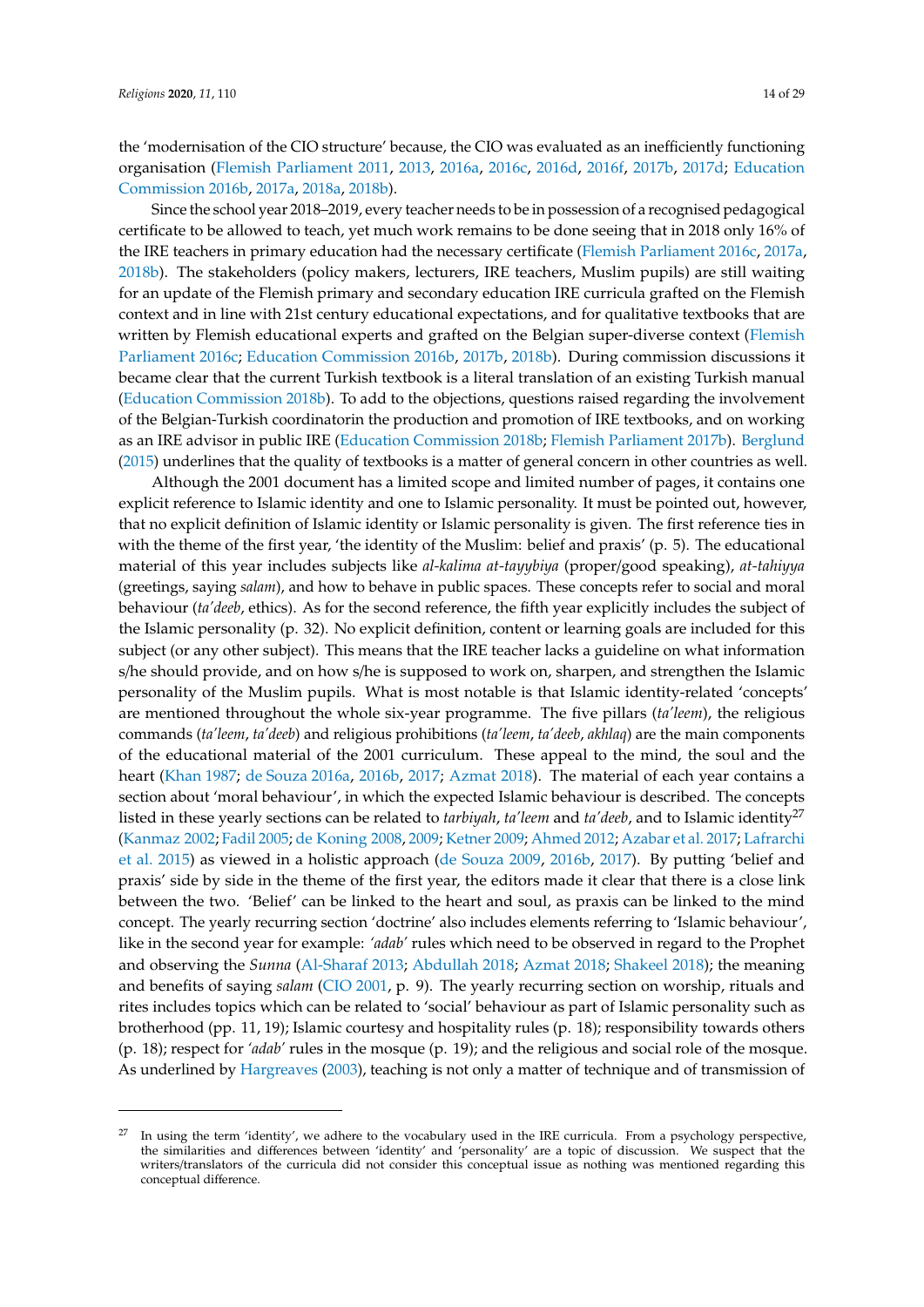the 'modernisation of the CIO structure' because, the CIO was evaluated as an inefficiently functioning organisation (Flemish Parliament 2011, 2013, 2016a, 2016c, 2016d, 2016f, 2017b, 2017d; Education Commission 2016b, 2017a, 2018a, 2018b).

Since the school year 2018–2019, every teacher needs to be in possession of a recognised pedagogical certificate to be allowed to teach, yet much work remains to be done seeing that in 2018 only 16% of the IRE teachers in primary education had the necessary certificate (Flemish Parliament 2016c, 2017a, 2018b). The stakeholders (policy makers, lecturers, IRE teachers, Muslim pupils) are still waiting for an update of the Flemish primary and secondary education IRE curricula grafted on the Flemish context and in line with 21st century educational expectations, and for qualitative textbooks that are written by Flemish educational experts and grafted on the Belgian super-diverse context (Flemish Parliament 2016c; Education Commission 2016b, 2017b, 2018b). During commission discussions it became clear that the current Turkish textbook is a literal translation of an existing Turkish manual (Education Commission 2018b). To add to the objections, questions raised regarding the involvement of the Belgian-Turkish coordinatorin the production and promotion of IRE textbooks, and on working as an IRE advisor in public IRE (Education Commission 2018b; Flemish Parliament 2017b). Berglund (2015) underlines that the quality of textbooks is a matter of general concern in other countries as well.

Although the 2001 document has a limited scope and limited number of pages, it contains one explicit reference to Islamic identity and one to Islamic personality. It must be pointed out, however, that no explicit definition of Islamic identity or Islamic personality is given. The first reference ties in with the theme of the first year, 'the identity of the Muslim: belief and praxis' (p. 5). The educational material of this year includes subjects like *al-kalima at-tayybiya* (proper/good speaking), *at-tahiyya* (greetings, saying *salam*), and how to behave in public spaces. These concepts refer to social and moral behaviour (*ta'deeb*, ethics). As for the second reference, the fifth year explicitly includes the subject of the Islamic personality (p. 32). No explicit definition, content or learning goals are included for this subject (or any other subject). This means that the IRE teacher lacks a guideline on what information s/he should provide, and on how s/he is supposed to work on, sharpen, and strengthen the Islamic personality of the Muslim pupils. What is most notable is that Islamic identity-related 'concepts' are mentioned throughout the whole six-year programme. The five pillars (*ta'leem*), the religious commands (*ta'leem*, *ta'deeb*) and religious prohibitions (*ta'leem*, *ta'deeb*, *akhlaq*) are the main components of the educational material of the 2001 curriculum. These appeal to the mind, the soul and the heart (Khan 1987; de Souza 2016a, 2016b, 2017; Azmat 2018). The material of each year contains a section about 'moral behaviour', in which the expected Islamic behaviour is described. The concepts listed in these yearly sections can be related to *tarbiyah*, *ta'leem* and *ta'deeb*, and to Islamic identity[27] (Kanmaz 2002; Fadil 2005; de Koning 2008, 2009; Ketner 2009; Ahmed 2012; Azabar et al. 2017; Lafrarchi et al. 2015) as viewed in a holistic approach (de Souza 2009, 2016b, 2017). By putting 'belief and praxis' side by side in the theme of the first year, the editors made it clear that there is a close link between the two. 'Belief' can be linked to the heart and soul, as praxis can be linked to the mind concept. The yearly recurring section 'doctrine' also includes elements referring to 'Islamic behaviour', like in the second year for example: *'adab'* rules which need to be observed in regard to the Prophet and observing the *Sunna* (Al-Sharaf 2013; Abdullah 2018; Azmat 2018; Shakeel 2018); the meaning and benefits of saying *salam* (CIO 2001, p. 9). The yearly recurring section on worship, rituals and rites includes topics which can be related to 'social' behaviour as part of Islamic personality such as brotherhood (pp. 11, 19); Islamic courtesy and hospitality rules (p. 18); responsibility towards others (p. 18); respect for *'adab'* rules in the mosque (p. 19); and the religious and social role of the mosque. As underlined by Hargreaves (2003), teaching is not only a matter of technique and of transmission of

---

[27] In using the term 'identity', we adhere to the vocabulary used in the IRE curricula. From a psychology perspective, the similarities and differences between 'identity' and 'personality' are a topic of discussion. We suspect that the writers/translators of the curricula did not consider this conceptual issue as nothing was mentioned regarding this conceptual difference.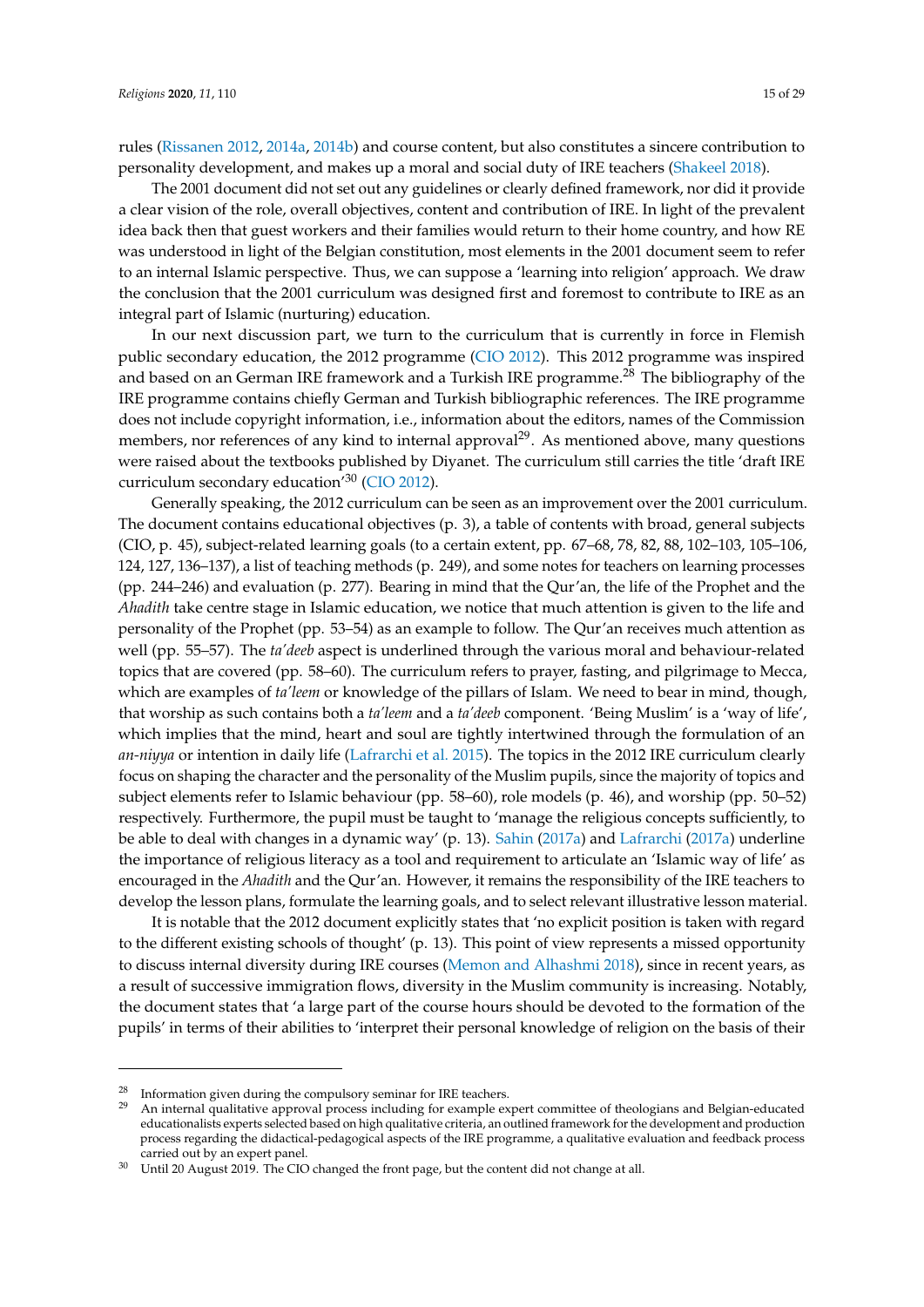rules (Rissanen 2012, 2014a, 2014b) and course content, but also constitutes a sincere contribution to personality development, and makes up a moral and social duty of IRE teachers (Shakeel 2018).

The 2001 document did not set out any guidelines or clearly defined framework, nor did it provide a clear vision of the role, overall objectives, content and contribution of IRE. In light of the prevalent idea back then that guest workers and their families would return to their home country, and how RE was understood in light of the Belgian constitution, most elements in the 2001 document seem to refer to an internal Islamic perspective. Thus, we can suppose a 'learning into religion' approach. We draw the conclusion that the 2001 curriculum was designed first and foremost to contribute to IRE as an integral part of Islamic (nurturing) education.

In our next discussion part, we turn to the curriculum that is currently in force in Flemish public secondary education, the 2012 programme (CIO 2012). This 2012 programme was inspired and based on an German IRE framework and a Turkish IRE programme.[28] The bibliography of the IRE programme contains chiefly German and Turkish bibliographic references. The IRE programme does not include copyright information, i.e., information about the editors, names of the Commission members, nor references of any kind to internal approval[29]. As mentioned above, many questions were raised about the textbooks published by Diyanet. The curriculum still carries the title 'draft IRE curriculum secondary education'[30] (CIO 2012).

Generally speaking, the 2012 curriculum can be seen as an improvement over the 2001 curriculum. The document contains educational objectives (p. 3), a table of contents with broad, general subjects (CIO, p. 45), subject-related learning goals (to a certain extent, pp. 67–68, 78, 82, 88, 102–103, 105–106, 124, 127, 136–137), a list of teaching methods (p. 249), and some notes for teachers on learning processes (pp. 244–246) and evaluation (p. 277). Bearing in mind that the Qur'an, the life of the Prophet and the *Ahadith* take centre stage in Islamic education, we notice that much attention is given to the life and personality of the Prophet (pp. 53–54) as an example to follow. The Qur'an receives much attention as well (pp. 55–57). The *ta'deeb* aspect is underlined through the various moral and behaviour-related topics that are covered (pp. 58–60). The curriculum refers to prayer, fasting, and pilgrimage to Mecca, which are examples of *ta'leem* or knowledge of the pillars of Islam. We need to bear in mind, though, that worship as such contains both a *ta'leem* and a *ta'deeb* component. 'Being Muslim' is a 'way of life', which implies that the mind, heart and soul are tightly intertwined through the formulation of an *an-niyya* or intention in daily life (Lafrarchi et al. 2015). The topics in the 2012 IRE curriculum clearly focus on shaping the character and the personality of the Muslim pupils, since the majority of topics and subject elements refer to Islamic behaviour (pp. 58–60), role models (p. 46), and worship (pp. 50–52) respectively. Furthermore, the pupil must be taught to 'manage the religious concepts sufficiently, to be able to deal with changes in a dynamic way' (p. 13). Sahin (2017a) and Lafrarchi (2017a) underline the importance of religious literacy as a tool and requirement to articulate an 'Islamic way of life' as encouraged in the *Ahadith* and the Qur'an. However, it remains the responsibility of the IRE teachers to develop the lesson plans, formulate the learning goals, and to select relevant illustrative lesson material.

It is notable that the 2012 document explicitly states that 'no explicit position is taken with regard to the different existing schools of thought' (p. 13). This point of view represents a missed opportunity to discuss internal diversity during IRE courses (Memon and Alhashmi 2018), since in recent years, as a result of successive immigration flows, diversity in the Muslim community is increasing. Notably, the document states that 'a large part of the course hours should be devoted to the formation of the pupils' in terms of their abilities to 'interpret their personal knowledge of religion on the basis of their

---

[28] Information given during the compulsory seminar for IRE teachers.

[29] An internal qualitative approval process including for example expert committee of theologians and Belgian-educated educationalists experts selected based on high qualitative criteria, an outlined framework for the development and production process regarding the didactical-pedagogical aspects of the IRE programme, a qualitative evaluation and feedback process carried out by an expert panel.

[30] Until 20 August 2019. The CIO changed the front page, but the content did not change at all.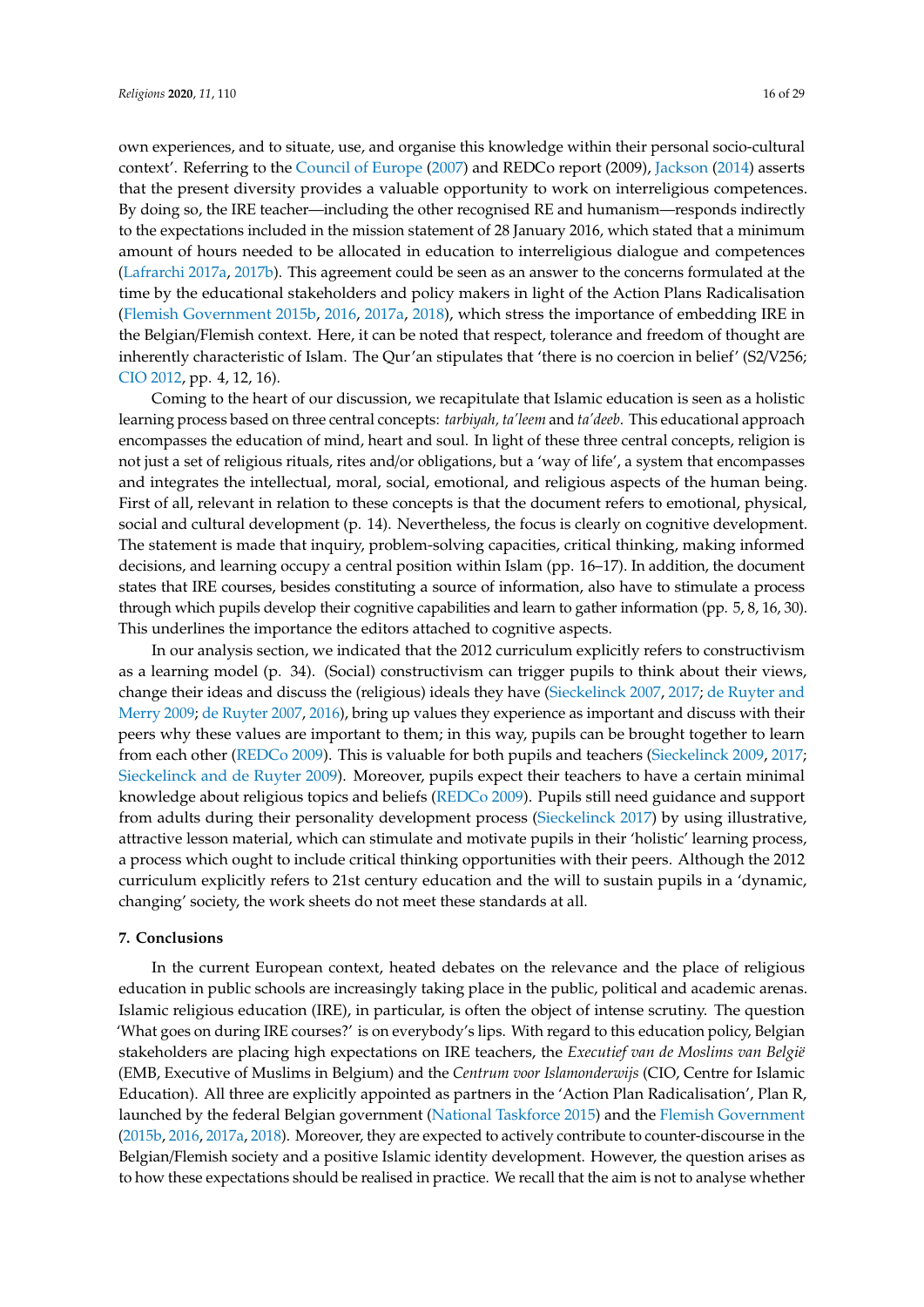own experiences, and to situate, use, and organise this knowledge within their personal socio-cultural context'. Referring to the Council of Europe (2007) and REDCo report (2009), Jackson (2014) asserts that the present diversity provides a valuable opportunity to work on interreligious competences. By doing so, the IRE teacher—including the other recognised RE and humanism—responds indirectly to the expectations included in the mission statement of 28 January 2016, which stated that a minimum amount of hours needed to be allocated in education to interreligious dialogue and competences (Lafrarchi 2017a, 2017b). This agreement could be seen as an answer to the concerns formulated at the time by the educational stakeholders and policy makers in light of the Action Plans Radicalisation (Flemish Government 2015b, 2016, 2017a, 2018), which stress the importance of embedding IRE in the Belgian/Flemish context. Here, it can be noted that respect, tolerance and freedom of thought are inherently characteristic of Islam. The Qur'an stipulates that 'there is no coercion in belief' (S2/V256; CIO 2012, pp. 4, 12, 16).

Coming to the heart of our discussion, we recapitulate that Islamic education is seen as a holistic learning process based on three central concepts: *tarbiyah, ta'leem* and *ta'deeb*. This educational approach encompasses the education of mind, heart and soul. In light of these three central concepts, religion is not just a set of religious rituals, rites and/or obligations, but a 'way of life', a system that encompasses and integrates the intellectual, moral, social, emotional, and religious aspects of the human being. First of all, relevant in relation to these concepts is that the document refers to emotional, physical, social and cultural development (p. 14). Nevertheless, the focus is clearly on cognitive development. The statement is made that inquiry, problem-solving capacities, critical thinking, making informed decisions, and learning occupy a central position within Islam (pp. 16–17). In addition, the document states that IRE courses, besides constituting a source of information, also have to stimulate a process through which pupils develop their cognitive capabilities and learn to gather information (pp. 5, 8, 16, 30). This underlines the importance the editors attached to cognitive aspects.

In our analysis section, we indicated that the 2012 curriculum explicitly refers to constructivism as a learning model (p. 34). (Social) constructivism can trigger pupils to think about their views, change their ideas and discuss the (religious) ideals they have (Sieckelinck 2007, 2017; de Ruyter and Merry 2009; de Ruyter 2007, 2016), bring up values they experience as important and discuss with their peers why these values are important to them; in this way, pupils can be brought together to learn from each other (REDCo 2009). This is valuable for both pupils and teachers (Sieckelinck 2009, 2017; Sieckelinck and de Ruyter 2009). Moreover, pupils expect their teachers to have a certain minimal knowledge about religious topics and beliefs (REDCo 2009). Pupils still need guidance and support from adults during their personality development process (Sieckelinck 2017) by using illustrative, attractive lesson material, which can stimulate and motivate pupils in their 'holistic' learning process, a process which ought to include critical thinking opportunities with their peers. Although the 2012 curriculum explicitly refers to 21st century education and the will to sustain pupils in a 'dynamic, changing' society, the work sheets do not meet these standards at all.

## 7. Conclusions

In the current European context, heated debates on the relevance and the place of religious education in public schools are increasingly taking place in the public, political and academic arenas. Islamic religious education (IRE), in particular, is often the object of intense scrutiny. The question 'What goes on during IRE courses?' is on everybody's lips. With regard to this education policy, Belgian stakeholders are placing high expectations on IRE teachers, the *Executief van de Moslims van België* (EMB, Executive of Muslims in Belgium) and the *Centrum voor Islamonderwijs* (CIO, Centre for Islamic Education). All three are explicitly appointed as partners in the 'Action Plan Radicalisation', Plan R, launched by the federal Belgian government (National Taskforce 2015) and the Flemish Government (2015b, 2016, 2017a, 2018). Moreover, they are expected to actively contribute to counter-discourse in the Belgian/Flemish society and a positive Islamic identity development. However, the question arises as to how these expectations should be realised in practice. We recall that the aim is not to analyse whether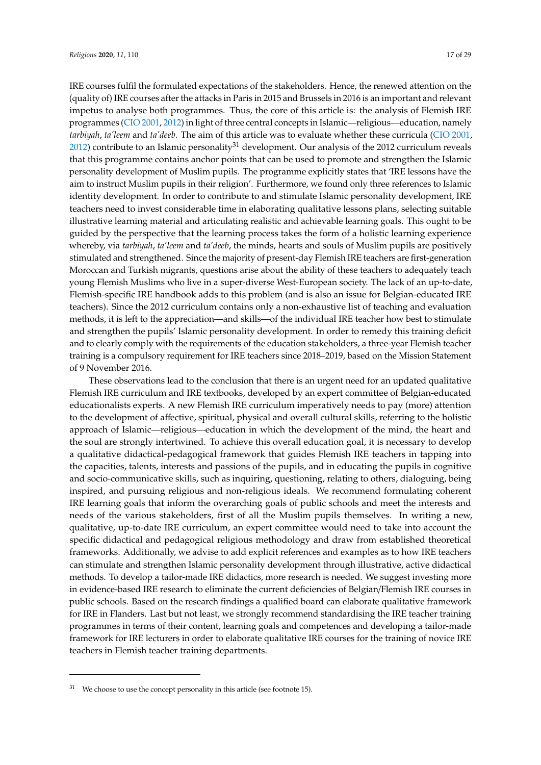IRE courses fulfil the formulated expectations of the stakeholders. Hence, the renewed attention on the (quality of) IRE courses after the attacks in Paris in 2015 and Brussels in 2016 is an important and relevant impetus to analyse both programmes. Thus, the core of this article is: the analysis of Flemish IRE programmes (CIO 2001, 2012) in light of three central concepts in Islamic—religious—education, namely *tarbiyah*, *ta'leem* and *ta'deeb*. The aim of this article was to evaluate whether these curricula (CIO 2001, 2012) contribute to an Islamic personality[31] development. Our analysis of the 2012 curriculum reveals that this programme contains anchor points that can be used to promote and strengthen the Islamic personality development of Muslim pupils. The programme explicitly states that 'IRE lessons have the aim to instruct Muslim pupils in their religion'. Furthermore, we found only three references to Islamic identity development. In order to contribute to and stimulate Islamic personality development, IRE teachers need to invest considerable time in elaborating qualitative lessons plans, selecting suitable illustrative learning material and articulating realistic and achievable learning goals. This ought to be guided by the perspective that the learning process takes the form of a holistic learning experience whereby, via *tarbiyah*, *ta'leem* and *ta'deeb*, the minds, hearts and souls of Muslim pupils are positively stimulated and strengthened. Since the majority of present-day Flemish IRE teachers are first-generation Moroccan and Turkish migrants, questions arise about the ability of these teachers to adequately teach young Flemish Muslims who live in a super-diverse West-European society. The lack of an up-to-date, Flemish-specific IRE handbook adds to this problem (and is also an issue for Belgian-educated IRE teachers). Since the 2012 curriculum contains only a non-exhaustive list of teaching and evaluation methods, it is left to the appreciation—and skills—of the individual IRE teacher how best to stimulate and strengthen the pupils' Islamic personality development. In order to remedy this training deficit and to clearly comply with the requirements of the education stakeholders, a three-year Flemish teacher training is a compulsory requirement for IRE teachers since 2018–2019, based on the Mission Statement of 9 November 2016.

These observations lead to the conclusion that there is an urgent need for an updated qualitative Flemish IRE curriculum and IRE textbooks, developed by an expert committee of Belgian-educated educationalists experts. A new Flemish IRE curriculum imperatively needs to pay (more) attention to the development of affective, spiritual, physical and overall cultural skills, referring to the holistic approach of Islamic—religious—education in which the development of the mind, the heart and the soul are strongly intertwined. To achieve this overall education goal, it is necessary to develop a qualitative didactical-pedagogical framework that guides Flemish IRE teachers in tapping into the capacities, talents, interests and passions of the pupils, and in educating the pupils in cognitive and socio-communicative skills, such as inquiring, questioning, relating to others, dialoguing, being inspired, and pursuing religious and non-religious ideals. We recommend formulating coherent IRE learning goals that inform the overarching goals of public schools and meet the interests and needs of the various stakeholders, first of all the Muslim pupils themselves. In writing a new, qualitative, up-to-date IRE curriculum, an expert committee would need to take into account the specific didactical and pedagogical religious methodology and draw from established theoretical frameworks. Additionally, we advise to add explicit references and examples as to how IRE teachers can stimulate and strengthen Islamic personality development through illustrative, active didactical methods. To develop a tailor-made IRE didactics, more research is needed. We suggest investing more in evidence-based IRE research to eliminate the current deficiencies of Belgian/Flemish IRE courses in public schools. Based on the research findings a qualified board can elaborate qualitative framework for IRE in Flanders. Last but not least, we strongly recommend standardising the IRE teacher training programmes in terms of their content, learning goals and competences and developing a tailor-made framework for IRE lecturers in order to elaborate qualitative IRE courses for the training of novice IRE teachers in Flemish teacher training departments.

[31] We choose to use the concept personality in this article (see footnote 15).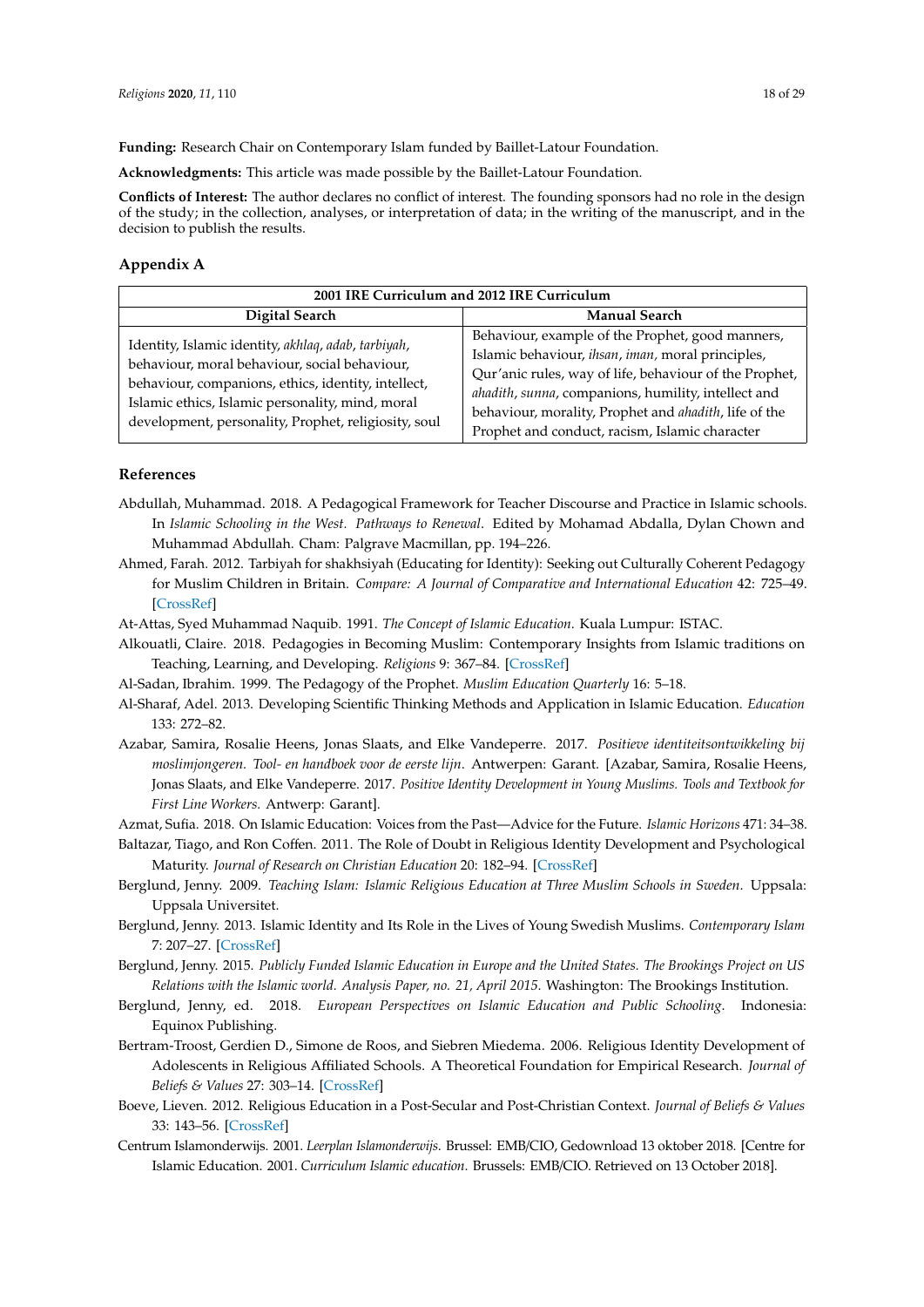**Funding:** Research Chair on Contemporary Islam funded by Baillet-Latour Foundation.

**Acknowledgments:** This article was made possible by the Baillet-Latour Foundation.

**Conflicts of Interest:** The author declares no conflict of interest. The founding sponsors had no role in the design of the study; in the collection, analyses, or interpretation of data; in the writing of the manuscript, and in the decision to publish the results.

## Appendix A

| 2001 IRE Curriculum and 2012 IRE Curriculum | |
|---|---|
| **Digital Search** | **Manual Search** |
| Identity, Islamic identity, *akhlaq*, *adab*, *tarbiyah*, behaviour, moral behaviour, social behaviour, behaviour, companions, ethics, identity, intellect, Islamic ethics, Islamic personality, mind, moral development, personality, Prophet, religiosity, soul | Behaviour, example of the Prophet, good manners, Islamic behaviour, *ihsan*, *iman*, moral principles, Qur'anic rules, way of life, behaviour of the Prophet, *ahadith*, *sunna*, companions, humility, intellect and behaviour, morality, Prophet and *ahadith*, life of the Prophet and conduct, racism, Islamic character |

## References

Abdullah, Muhammad. 2018. A Pedagogical Framework for Teacher Discourse and Practice in Islamic schools. In *Islamic Schooling in the West. Pathways to Renewal*. Edited by Mohamad Abdalla, Dylan Chown and Muhammad Abdullah. Cham: Palgrave Macmillan, pp. 194–226.

Ahmed, Farah. 2012. Tarbiyah for shakhsiyah (Educating for Identity): Seeking out Culturally Coherent Pedagogy for Muslim Children in Britain. *Compare: A Journal of Comparative and International Education* 42: 725–49. [CrossRef]

At-Attas, Syed Muhammad Naquib. 1991. *The Concept of Islamic Education*. Kuala Lumpur: ISTAC.

Alkouatli, Claire. 2018. Pedagogies in Becoming Muslim: Contemporary Insights from Islamic traditions on Teaching, Learning, and Developing. *Religions* 9: 367–84. [CrossRef]

Al-Sadan, Ibrahim. 1999. The Pedagogy of the Prophet. *Muslim Education Quarterly* 16: 5–18.

Al-Sharaf, Adel. 2013. Developing Scientific Thinking Methods and Application in Islamic Education. *Education* 133: 272–82.

Azabar, Samira, Rosalie Heens, Jonas Slaats, and Elke Vandeperre. 2017. *Positieve identiteitsontwikkeling bij moslimjongeren. Tool- en handboek voor de eerste lijn*. Antwerpen: Garant. [Azabar, Samira, Rosalie Heens, Jonas Slaats, and Elke Vandeperre. 2017. *Positive Identity Development in Young Muslims. Tools and Textbook for First Line Workers*. Antwerp: Garant].

Azmat, Sufia. 2018. On Islamic Education: Voices from the Past—Advice for the Future. *Islamic Horizons* 471: 34–38.

Baltazar, Tiago, and Ron Coffen. 2011. The Role of Doubt in Religious Identity Development and Psychological Maturity. *Journal of Research on Christian Education* 20: 182–94. [CrossRef]

Berglund, Jenny. 2009. *Teaching Islam: Islamic Religious Education at Three Muslim Schools in Sweden*. Uppsala: Uppsala Universitet.

Berglund, Jenny. 2013. Islamic Identity and Its Role in the Lives of Young Swedish Muslims. *Contemporary Islam* 7: 207–27. [CrossRef]

Berglund, Jenny. 2015. *Publicly Funded Islamic Education in Europe and the United States. The Brookings Project on US Relations with the Islamic world. Analysis Paper, no. 21, April 2015*. Washington: The Brookings Institution.

Berglund, Jenny, ed. 2018. *European Perspectives on Islamic Education and Public Schooling*. Indonesia: Equinox Publishing.

Bertram-Troost, Gerdien D., Simone de Roos, and Siebren Miedema. 2006. Religious Identity Development of Adolescents in Religious Affiliated Schools. A Theoretical Foundation for Empirical Research. *Journal of Beliefs & Values* 27: 303–14. [CrossRef]

Boeve, Lieven. 2012. Religious Education in a Post-Secular and Post-Christian Context. *Journal of Beliefs & Values* 33: 143–56. [CrossRef]

Centrum Islamonderwijs. 2001. *Leerplan Islamonderwijs*. Brussel: EMB/CIO, Gedownload 13 oktober 2018. [Centre for Islamic Education. 2001. *Curriculum Islamic education*. Brussels: EMB/CIO. Retrieved on 13 October 2018].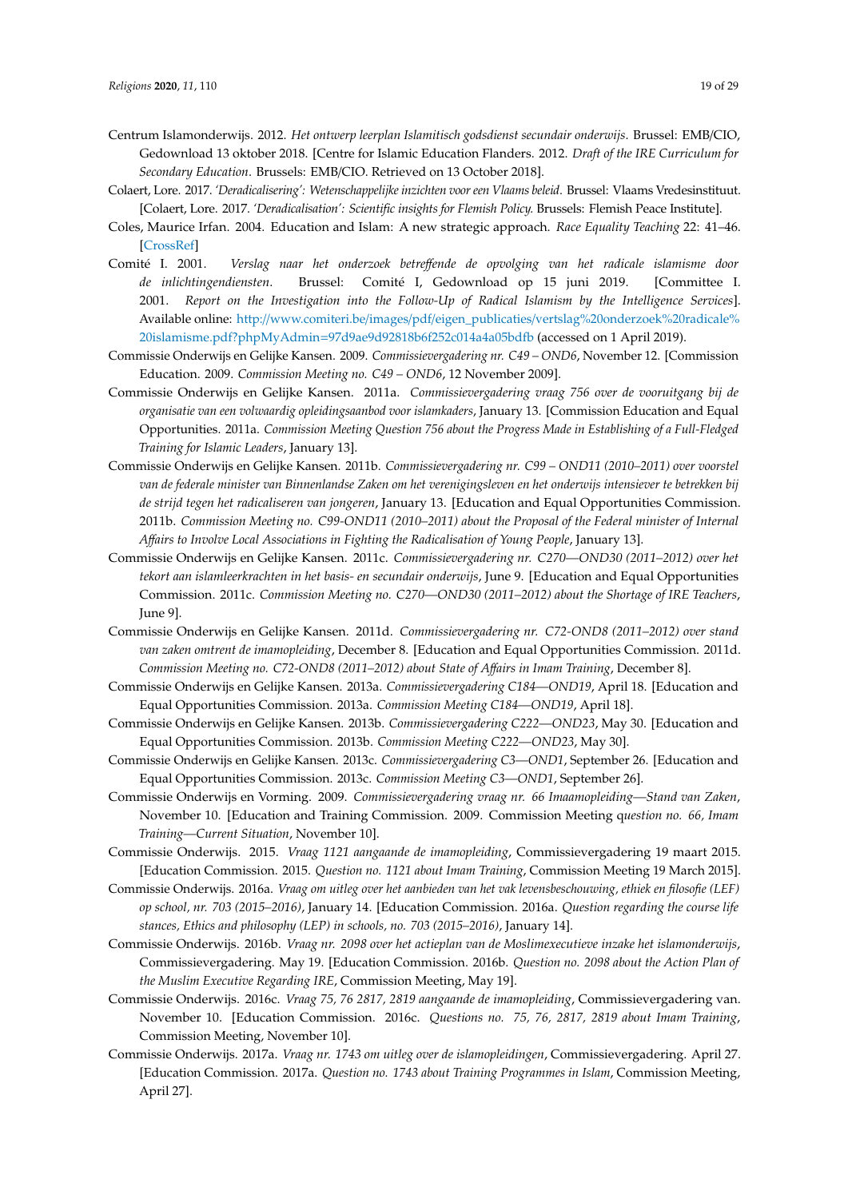Centrum Islamonderwijs. 2012. *Het ontwerp leerplan Islamitisch godsdienst secundair onderwijs*. Brussel: EMB/CIO, Gedownload 13 oktober 2018. [Centre for Islamic Education Flanders. 2012. *Draft of the IRE Curriculum for Secondary Education*. Brussels: EMB/CIO. Retrieved on 13 October 2018].

Colaert, Lore. 2017. *'Deradicalisering': Wetenschappelijke inzichten voor een Vlaams beleid*. Brussel: Vlaams Vredesinstituut. [Colaert, Lore. 2017. *'Deradicalisation': Scientific insights for Flemish Policy.* Brussels: Flemish Peace Institute].

Coles, Maurice Irfan. 2004. Education and Islam: A new strategic approach. *Race Equality Teaching* 22: 41–46. [CrossRef]

Comité I. 2001. *Verslag naar het onderzoek betreffende de opvolging van het radicale islamisme door de inlichtingendiensten*. Brussel: Comité I, Gedownload op 15 juni 2019. [Committee I. 2001. *Report on the Investigation into the Follow-Up of Radical Islamism by the Intelligence Services*]. Available online: http://www.comiteri.be/images/pdf/eigen_publicaties/vertslag%20onderzoek%20radicale%20islamisme.pdf?phpMyAdmin=97d9ae9d92818b6f252c014a4a05bdfb (accessed on 1 April 2019).

Commissie Onderwijs en Gelijke Kansen. 2009. *Commissievergadering nr. C49 – OND6*, November 12. [Commission Education. 2009. *Commission Meeting no. C49 – OND6*, 12 November 2009].

Commissie Onderwijs en Gelijke Kansen. 2011a. *Commissievergadering vraag 756 over de vooruitgang bij de organisatie van een volwaardig opleidingsaanbod voor islamkaders*, January 13. [Commission Education and Equal Opportunities. 2011a. *Commission Meeting Question 756 about the Progress Made in Establishing of a Full-Fledged Training for Islamic Leaders*, January 13].

Commissie Onderwijs en Gelijke Kansen. 2011b. *Commissievergadering nr. C99 – OND11 (2010–2011) over voorstel van de federale minister van Binnenlandse Zaken om het verenigingsleven en het onderwijs intensiever te betrekken bij de strijd tegen het radicaliseren van jongeren*, January 13. [Education and Equal Opportunities Commission. 2011b. *Commission Meeting no. C99-OND11 (2010–2011) about the Proposal of the Federal minister of Internal Affairs to Involve Local Associations in Fighting the Radicalisation of Young People*, January 13].

Commissie Onderwijs en Gelijke Kansen. 2011c. *Commissievergadering nr. C270—OND30 (2011–2012) over het tekort aan islamleerkrachten in het basis- en secundair onderwijs*, June 9. [Education and Equal Opportunities Commission. 2011c. *Commission Meeting no. C270—OND30 (2011–2012) about the Shortage of IRE Teachers*, June 9].

Commissie Onderwijs en Gelijke Kansen. 2011d. *Commissievergadering nr. C72-OND8 (2011–2012) over stand van zaken omtrent de imamopleiding*, December 8. [Education and Equal Opportunities Commission. 2011d. *Commission Meeting no. C72-OND8 (2011–2012) about State of Affairs in Imam Training*, December 8].

Commissie Onderwijs en Gelijke Kansen. 2013a. *Commissievergadering C184—OND19*, April 18. [Education and Equal Opportunities Commission. 2013a. *Commission Meeting C184—OND19*, April 18].

Commissie Onderwijs en Gelijke Kansen. 2013b. *Commissievergadering C222—OND23*, May 30. [Education and Equal Opportunities Commission. 2013b. *Commission Meeting C222—OND23*, May 30].

Commissie Onderwijs en Gelijke Kansen. 2013c. *Commissievergadering C3—OND1*, September 26. [Education and Equal Opportunities Commission. 2013c. *Commission Meeting C3—OND1*, September 26].

Commissie Onderwijs en Vorming. 2009. *Commissievergadering vraag nr. 66 Imaamopleiding—Stand van Zaken*, November 10. [Education and Training Commission. 2009. Commission Meeting q*uestion no. 66, Imam Training—Current Situation*, November 10].

Commissie Onderwijs. 2015. *Vraag 1121 aangaande de imamopleiding*, Commissievergadering 19 maart 2015. [Education Commission. 2015. *Question no. 1121 about Imam Training*, Commission Meeting 19 March 2015].

Commissie Onderwijs. 2016a. *Vraag om uitleg over het aanbieden van het vak levensbeschouwing, ethiek en filosofie (LEF) op school, nr. 703 (2015–2016)*, January 14. [Education Commission. 2016a. *Question regarding the course life stances, Ethics and philosophy (LEP) in schools, no. 703 (2015–2016)*, January 14].

Commissie Onderwijs. 2016b. *Vraag nr. 2098 over het actieplan van de Moslimexecutieve inzake het islamonderwijs*, Commissievergadering. May 19. [Education Commission. 2016b. *Question no. 2098 about the Action Plan of the Muslim Executive Regarding IRE*, Commission Meeting, May 19].

Commissie Onderwijs. 2016c. *Vraag 75, 76 2817, 2819 aangaande de imamopleiding*, Commissievergadering van. November 10. [Education Commission. 2016c. *Questions no. 75, 76, 2817, 2819 about Imam Training*, Commission Meeting, November 10].

Commissie Onderwijs. 2017a. *Vraag nr. 1743 om uitleg over de islamopleidingen*, Commissievergadering. April 27. [Education Commission. 2017a. *Question no. 1743 about Training Programmes in Islam*, Commission Meeting, April 27].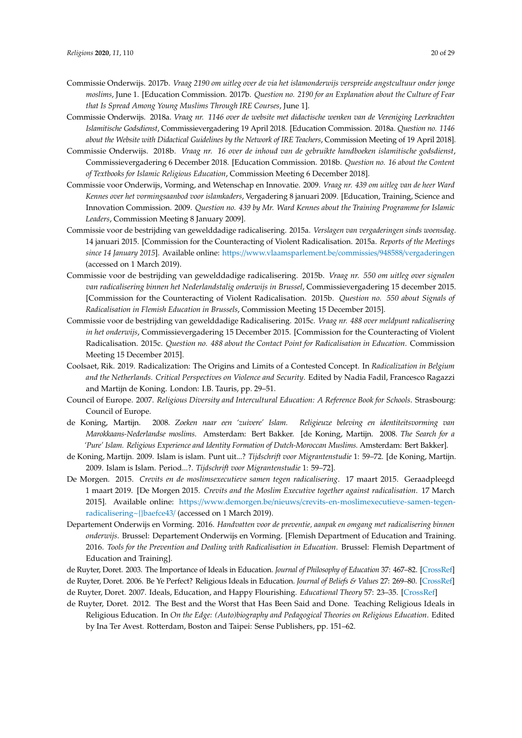Commissie Onderwijs. 2017b. *Vraag 2190 om uitleg over de via het islamonderwijs verspreide angstcultuur onder jonge moslims*, June 1. [Education Commission. 2017b. *Question no. 2190 for an Explanation about the Culture of Fear that Is Spread Among Young Muslims Through IRE Courses*, June 1].

Commissie Onderwijs. 2018a. *Vraag nr. 1146 over de website met didactische wenken van de Vereniging Leerkrachten Islamitische Godsdienst*, Commissievergadering 19 April 2018. [Education Commission. 2018a. *Question no. 1146 about the Website with Didactical Guidelines by the Network of IRE Teachers*, Commission Meeting of 19 April 2018].

Commissie Onderwijs. 2018b. *Vraag nr. 16 over de inhoud van de gebruikte handboeken islamitische godsdienst*, Commissievergadering 6 December 2018. [Education Commission. 2018b. *Question no. 16 about the Content of Textbooks for Islamic Religious Education*, Commission Meeting 6 December 2018].

Commissie voor Onderwijs, Vorming, and Wetenschap en Innovatie. 2009. *Vraag nr. 439 om uitleg van de heer Ward Kennes over het vormingsaanbod voor islamkaders*, Vergadering 8 januari 2009. [Education, Training, Science and Innovation Commission. 2009. *Question no. 439 by Mr. Ward Kennes about the Training Programme for Islamic Leaders*, Commission Meeting 8 January 2009].

Commissie voor de bestrijding van gewelddadige radicalisering. 2015a. *Verslagen van vergaderingen sinds woensdag*. 14 januari 2015. [Commission for the Counteracting of Violent Radicalisation. 2015a. *Reports of the Meetings since 14 January 2015*]. Available online: https://www.vlaamsparlement.be/commissies/948588/vergaderingen (accessed on 1 March 2019).

Commissie voor de bestrijding van gewelddadige Radicalisering. 2015b. *Vraag nr. 550 om uitleg over signalen van radicalisering binnen het Nederlandstalig onderwijs in Brussel*, Commissievergadering 15 december 2015. [Commission for the Counteracting of Violent Radicalisation. 2015b. *Question no. 550 about Signals of Radicalisation in Flemish Education in Brussels*, Commission Meeting 15 December 2015].

Commissie voor de bestrijding van gewelddadige Radicalisering. 2015c. *Vraag nr. 488 over meldpunt radicalisering in het onderwijs*, Commissievergadering 15 December 2015. [Commission for the Counteracting of Violent Radicalisation. 2015c. *Question no. 488 about the Contact Point for Radicalisation in Education*. Commission Meeting 15 December 2015].

Coolsaet, Rik. 2019. Radicalization: The Origins and Limits of a Contested Concept. In *Radicalization in Belgium and the Netherlands. Critical Perspectives on Violence and Security*. Edited by Nadia Fadil, Francesco Ragazzi and Martijn de Koning. London: I.B. Tauris, pp. 29–51.

Council of Europe. 2007. *Religious Diversity and Intercultural Education: A Reference Book for Schools*. Strasbourg: Council of Europe.

de Koning, Martijn. 2008. *Zoeken naar een 'zuivere' Islam. Religieuze beleving en identiteitsvorming van Marokkaans-Nederlandse moslims*. Amsterdam: Bert Bakker. [de Koning, Martijn. 2008. *The Search for a 'Pure' Islam. Religious Experience and Identity Formation of Dutch-Moroccan Muslims*. Amsterdam: Bert Bakker].

de Koning, Martijn. 2009. Islam is islam. Punt uit...? *Tijdschrift voor Migrantenstudie* 1: 59–72. [de Koning, Martijn. 2009. Islam is Islam. Period...?. *Tijdschrift voor Migrantenstudie* 1: 59–72].

De Morgen. 2015. *Crevits en de moslimsexecutieve samen tegen radicalisering*. 17 maart 2015. Geraadpleegd 1 maart 2019. [De Morgen 2015. *Crevits and the Moslim Executive together against radicalisation*. 17 March 2015]. Available online: https://www.demorgen.be/nieuws/crevits-en-moslimexecutieve-samen-tegen-radicalisering~{}baefce43/ (accessed on 1 March 2019).

Departement Onderwijs en Vorming. 2016. *Handvatten voor de preventie, aanpak en omgang met radicalisering binnen onderwijs*. Brussel: Departement Onderwijs en Vorming. [Flemish Department of Education and Training. 2016. *Tools for the Prevention and Dealing with Radicalisation in Education*. Brussel: Flemish Department of Education and Training].

de Ruyter, Doret. 2003. The Importance of Ideals in Education. *Journal of Philosophy of Education* 37: 467–82. [CrossRef]

de Ruyter, Doret. 2006. Be Ye Perfect? Religious Ideals in Education. *Journal of Beliefs & Values* 27: 269–80. [CrossRef]

de Ruyter, Doret. 2007. Ideals, Education, and Happy Flourishing. *Educational Theory* 57: 23–35. [CrossRef]

de Ruyter, Doret. 2012. The Best and the Worst that Has Been Said and Done. Teaching Religious Ideals in Religious Education. In *On the Edge: (Auto)biography and Pedagogical Theories on Religious Education*. Edited by Ina Ter Avest. Rotterdam, Boston and Taipei: Sense Publishers, pp. 151–62.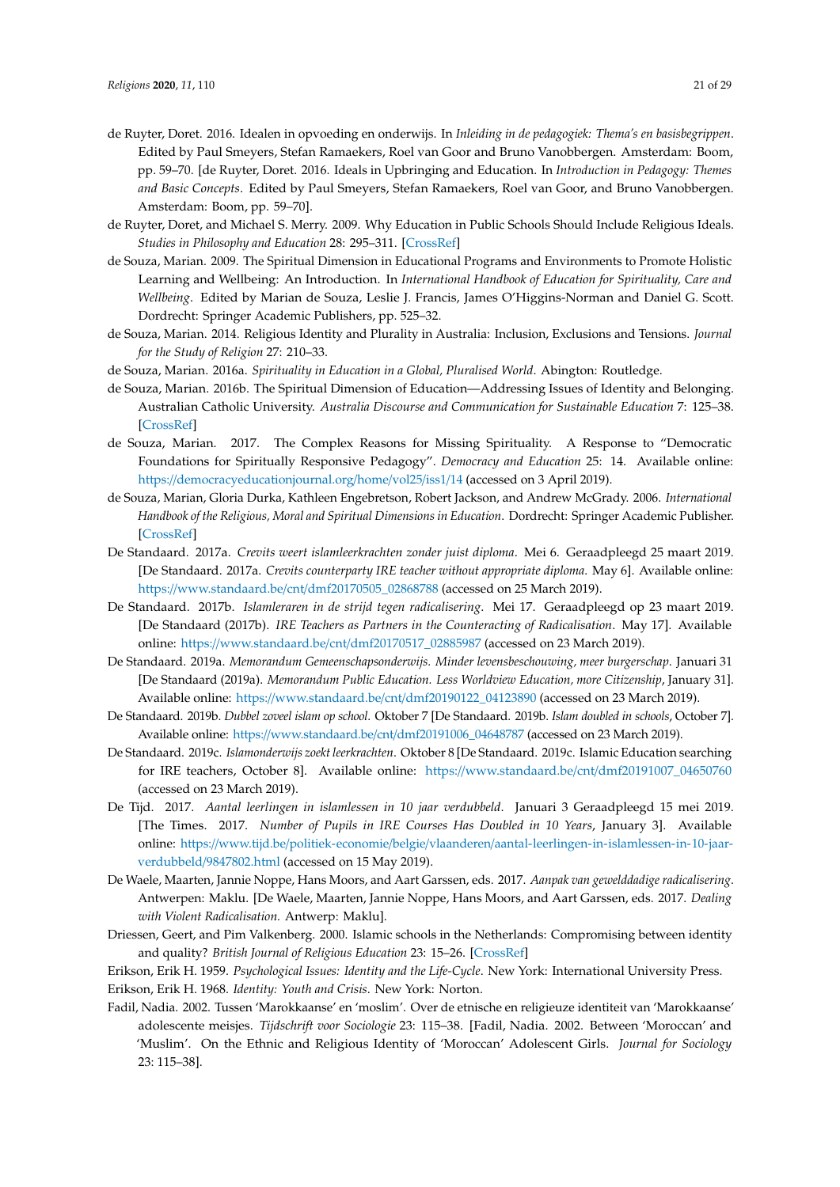de Ruyter, Doret. 2016. Idealen in opvoeding en onderwijs. In *Inleiding in de pedagogiek: Thema's en basisbegrippen*. Edited by Paul Smeyers, Stefan Ramaekers, Roel van Goor and Bruno Vanobbergen. Amsterdam: Boom, pp. 59–70. [de Ruyter, Doret. 2016. Ideals in Upbringing and Education. In *Introduction in Pedagogy: Themes and Basic Concepts*. Edited by Paul Smeyers, Stefan Ramaekers, Roel van Goor, and Bruno Vanobbergen. Amsterdam: Boom, pp. 59–70].

de Ruyter, Doret, and Michael S. Merry. 2009. Why Education in Public Schools Should Include Religious Ideals. *Studies in Philosophy and Education* 28: 295–311. [CrossRef]

de Souza, Marian. 2009. The Spiritual Dimension in Educational Programs and Environments to Promote Holistic Learning and Wellbeing: An Introduction. In *International Handbook of Education for Spirituality, Care and Wellbeing*. Edited by Marian de Souza, Leslie J. Francis, James O'Higgins-Norman and Daniel G. Scott. Dordrecht: Springer Academic Publishers, pp. 525–32.

de Souza, Marian. 2014. Religious Identity and Plurality in Australia: Inclusion, Exclusions and Tensions. *Journal for the Study of Religion* 27: 210–33.

de Souza, Marian. 2016a. *Spirituality in Education in a Global, Pluralised World*. Abington: Routledge.

de Souza, Marian. 2016b. The Spiritual Dimension of Education—Addressing Issues of Identity and Belonging. Australian Catholic University. *Australia Discourse and Communication for Sustainable Education* 7: 125–38. [CrossRef]

de Souza, Marian. 2017. The Complex Reasons for Missing Spirituality. A Response to "Democratic Foundations for Spiritually Responsive Pedagogy". *Democracy and Education* 25: 14. Available online: https://democracyeducationjournal.org/home/vol25/iss1/14 (accessed on 3 April 2019).

de Souza, Marian, Gloria Durka, Kathleen Engebretson, Robert Jackson, and Andrew McGrady. 2006. *International Handbook of the Religious, Moral and Spiritual Dimensions in Education*. Dordrecht: Springer Academic Publisher. [CrossRef]

De Standaard. 2017a. *Crevits weert islamleerkrachten zonder juist diploma*. Mei 6. Geraadpleegd 25 maart 2019. [De Standaard. 2017a. *Crevits counterparty IRE teacher without appropriate diploma.* May 6]. Available online: https://www.standaard.be/cnt/dmf20170505_02868788 (accessed on 25 March 2019).

De Standaard. 2017b. *Islamleraren in de strijd tegen radicalisering*. Mei 17. Geraadpleegd op 23 maart 2019. [De Standaard (2017b). *IRE Teachers as Partners in the Counteracting of Radicalisation*. May 17]. Available online: https://www.standaard.be/cnt/dmf20170517_02885987 (accessed on 23 March 2019).

De Standaard. 2019a. *Memorandum Gemeenschapsonderwijs. Minder levensbeschouwing, meer burgerschap*. Januari 31 [De Standaard (2019a). *Memorandum Public Education. Less Worldview Education, more Citizenship*, January 31]. Available online: https://www.standaard.be/cnt/dmf20190122_04123890 (accessed on 23 March 2019).

De Standaard. 2019b. *Dubbel zoveel islam op school*. Oktober 7 [De Standaard. 2019b. *Islam doubled in schools*, October 7]. Available online: https://www.standaard.be/cnt/dmf20191006_04648787 (accessed on 23 March 2019).

De Standaard. 2019c. *Islamonderwijs zoekt leerkrachten*. Oktober 8 [De Standaard. 2019c. Islamic Education searching for IRE teachers, October 8]. Available online: https://www.standaard.be/cnt/dmf20191007_04650760 (accessed on 23 March 2019).

De Tijd. 2017. *Aantal leerlingen in islamlessen in 10 jaar verdubbeld*. Januari 3 Geraadpleegd 15 mei 2019. [The Times. 2017. *Number of Pupils in IRE Courses Has Doubled in 10 Years*, January 3]. Available online: https://www.tijd.be/politiek-economie/belgie/vlaanderen/aantal-leerlingen-in-islamlessen-in-10-jaar-verdubbeld/9847802.html (accessed on 15 May 2019).

De Waele, Maarten, Jannie Noppe, Hans Moors, and Aart Garssen, eds. 2017. *Aanpak van gewelddadige radicalisering*. Antwerpen: Maklu. [De Waele, Maarten, Jannie Noppe, Hans Moors, and Aart Garssen, eds. 2017. *Dealing with Violent Radicalisation.* Antwerp: Maklu].

Driessen, Geert, and Pim Valkenberg. 2000. Islamic schools in the Netherlands: Compromising between identity and quality? *British Journal of Religious Education* 23: 15–26. [CrossRef]

Erikson, Erik H. 1959. *Psychological Issues: Identity and the Life-Cycle*. New York: International University Press.

Erikson, Erik H. 1968. *Identity: Youth and Crisis*. New York: Norton.

Fadil, Nadia. 2002. Tussen 'Marokkaanse' en 'moslim'. Over de etnische en religieuze identiteit van 'Marokkaanse' adolescente meisjes. *Tijdschrift voor Sociologie* 23: 115–38. [Fadil, Nadia. 2002. Between 'Moroccan' and 'Muslim'. On the Ethnic and Religious Identity of 'Moroccan' Adolescent Girls. *Journal for Sociology* 23: 115–38].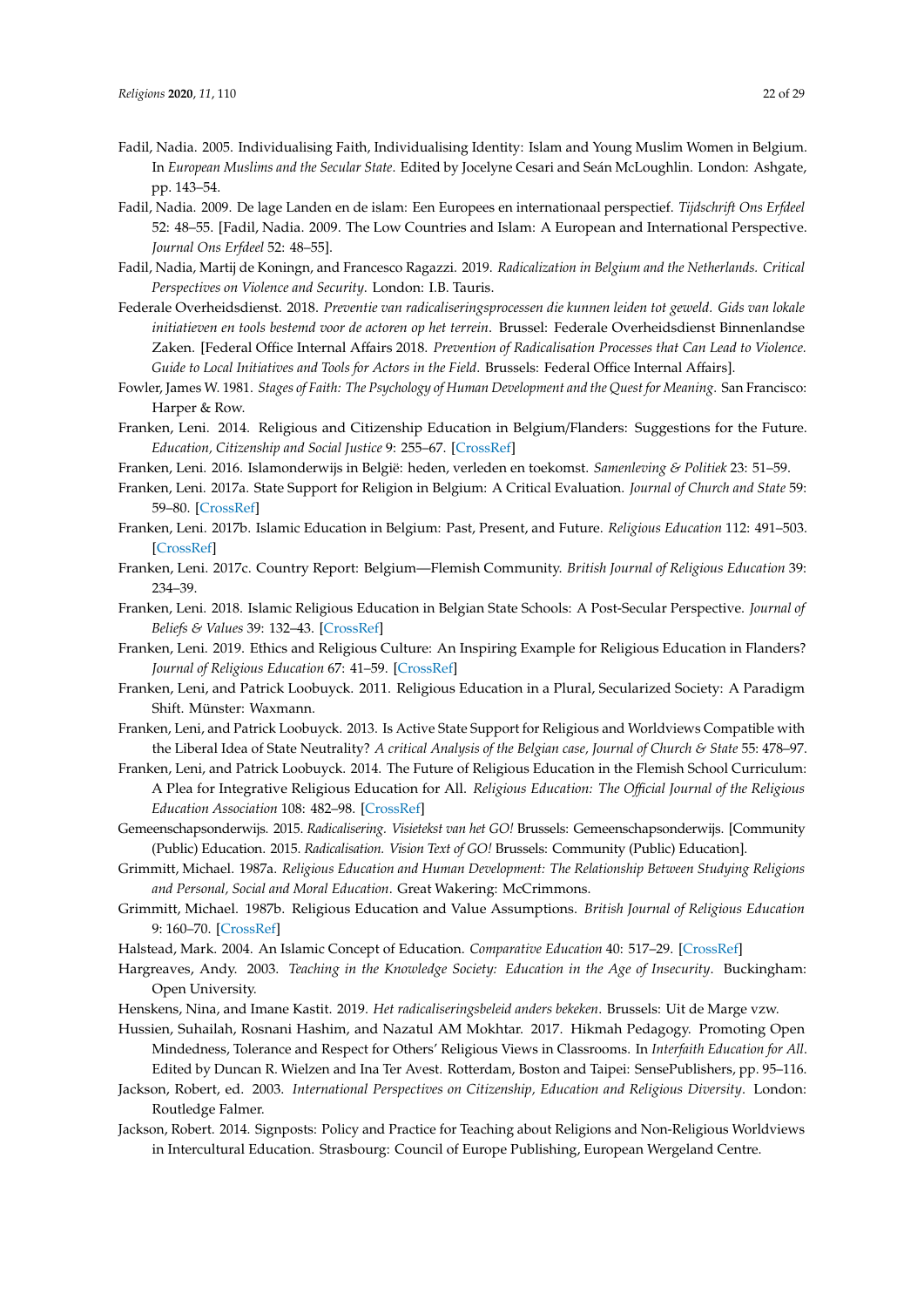Fadil, Nadia. 2005. Individualising Faith, Individualising Identity: Islam and Young Muslim Women in Belgium. In *European Muslims and the Secular State*. Edited by Jocelyne Cesari and Seán McLoughlin. London: Ashgate, pp. 143–54.

Fadil, Nadia. 2009. De lage Landen en de islam: Een Europees en internationaal perspectief. *Tijdschrift Ons Erfdeel* 52: 48–55. [Fadil, Nadia. 2009. The Low Countries and Islam: A European and International Perspective. *Journal Ons Erfdeel* 52: 48–55].

Fadil, Nadia, Martij de Koningn, and Francesco Ragazzi. 2019. *Radicalization in Belgium and the Netherlands. Critical Perspectives on Violence and Security*. London: I.B. Tauris.

Federale Overheidsdienst. 2018. *Preventie van radicaliseringsprocessen die kunnen leiden tot geweld. Gids van lokale initiatieven en tools bestemd voor de actoren op het terrein*. Brussel: Federale Overheidsdienst Binnenlandse Zaken. [Federal Office Internal Affairs 2018. *Prevention of Radicalisation Processes that Can Lead to Violence. Guide to Local Initiatives and Tools for Actors in the Field*. Brussels: Federal Office Internal Affairs].

Fowler, James W. 1981. *Stages of Faith: The Psychology of Human Development and the Quest for Meaning*. San Francisco: Harper & Row.

Franken, Leni. 2014. Religious and Citizenship Education in Belgium/Flanders: Suggestions for the Future. *Education, Citizenship and Social Justice* 9: 255–67. [CrossRef]

Franken, Leni. 2016. Islamonderwijs in België: heden, verleden en toekomst. *Samenleving & Politiek* 23: 51–59.

Franken, Leni. 2017a. State Support for Religion in Belgium: A Critical Evaluation. *Journal of Church and State* 59: 59–80. [CrossRef]

Franken, Leni. 2017b. Islamic Education in Belgium: Past, Present, and Future. *Religious Education* 112: 491–503. [CrossRef]

Franken, Leni. 2017c. Country Report: Belgium—Flemish Community. *British Journal of Religious Education* 39: 234–39.

Franken, Leni. 2018. Islamic Religious Education in Belgian State Schools: A Post-Secular Perspective. *Journal of Beliefs & Values* 39: 132–43. [CrossRef]

Franken, Leni. 2019. Ethics and Religious Culture: An Inspiring Example for Religious Education in Flanders? *Journal of Religious Education* 67: 41–59. [CrossRef]

Franken, Leni, and Patrick Loobuyck. 2011. Religious Education in a Plural, Secularized Society: A Paradigm Shift. Münster: Waxmann.

Franken, Leni, and Patrick Loobuyck. 2013. Is Active State Support for Religious and Worldviews Compatible with the Liberal Idea of State Neutrality? *A critical Analysis of the Belgian case, Journal of Church & State* 55: 478–97.

Franken, Leni, and Patrick Loobuyck. 2014. The Future of Religious Education in the Flemish School Curriculum: A Plea for Integrative Religious Education for All. *Religious Education: The Official Journal of the Religious Education Association* 108: 482–98. [CrossRef]

Gemeenschapsonderwijs. 2015. *Radicalisering. Visietekst van het GO!* Brussels: Gemeenschapsonderwijs. [Community (Public) Education. 2015. *Radicalisation. Vision Text of GO!* Brussels: Community (Public) Education].

Grimmitt, Michael. 1987a. *Religious Education and Human Development: The Relationship Between Studying Religions and Personal, Social and Moral Education*. Great Wakering: McCrimmons.

Grimmitt, Michael. 1987b. Religious Education and Value Assumptions. *British Journal of Religious Education* 9: 160–70. [CrossRef]

Halstead, Mark. 2004. An Islamic Concept of Education. *Comparative Education* 40: 517–29. [CrossRef]

Hargreaves, Andy. 2003. *Teaching in the Knowledge Society: Education in the Age of Insecurity*. Buckingham: Open University.

Henskens, Nina, and Imane Kastit. 2019. *Het radicaliseringsbeleid anders bekeken*. Brussels: Uit de Marge vzw.

Hussien, Suhailah, Rosnani Hashim, and Nazatul AM Mokhtar. 2017. Hikmah Pedagogy. Promoting Open Mindedness, Tolerance and Respect for Others' Religious Views in Classrooms. In *Interfaith Education for All*. Edited by Duncan R. Wielzen and Ina Ter Avest. Rotterdam, Boston and Taipei: SensePublishers, pp. 95–116.

Jackson, Robert, ed. 2003. *International Perspectives on Citizenship, Education and Religious Diversity*. London: Routledge Falmer.

Jackson, Robert. 2014. Signposts: Policy and Practice for Teaching about Religions and Non-Religious Worldviews in Intercultural Education. Strasbourg: Council of Europe Publishing, European Wergeland Centre.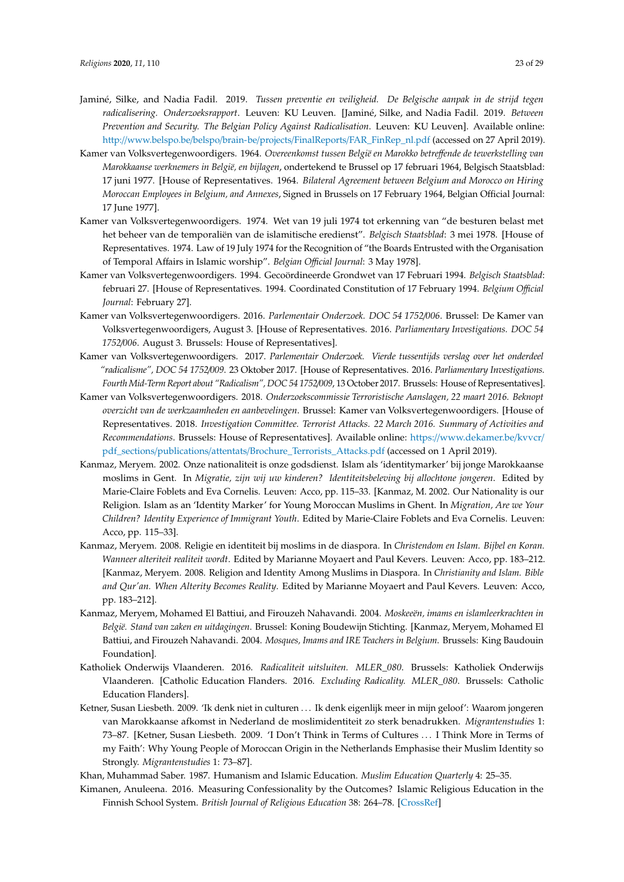Jaminé, Silke, and Nadia Fadil. 2019. *Tussen preventie en veiligheid. De Belgische aanpak in de strijd tegen radicalisering. Onderzoeksrapport*. Leuven: KU Leuven. [Jaminé, Silke, and Nadia Fadil. 2019. *Between Prevention and Security. The Belgian Policy Against Radicalisation*. Leuven: KU Leuven]. Available online: http://www.belspo.be/belspo/brain-be/projects/FinalReports/FAR_FinRep_nl.pdf (accessed on 27 April 2019).

Kamer van Volksvertegenwoordigers. 1964. *Overeenkomst tussen België en Marokko betreffende de tewerkstelling van Marokkaanse werknemers in België, en bijlagen*, ondertekend te Brussel op 17 februari 1964, Belgisch Staatsblad: 17 juni 1977. [House of Representatives. 1964. *Bilateral Agreement between Belgium and Morocco on Hiring Moroccan Employees in Belgium, and Annexes*, Signed in Brussels on 17 February 1964, Belgian Official Journal: 17 June 1977].

Kamer van Volksvertegenwoordigers. 1974. Wet van 19 juli 1974 tot erkenning van "de besturen belast met het beheer van de temporaliën van de islamitische eredienst". *Belgisch Staatsblad*: 3 mei 1978. [House of Representatives. 1974. Law of 19 July 1974 for the Recognition of "the Boards Entrusted with the Organisation of Temporal Affairs in Islamic worship". *Belgian Official Journal*: 3 May 1978].

Kamer van Volksvertegenwoordigers. 1994. Gecoördineerde Grondwet van 17 Februari 1994. *Belgisch Staatsblad*: februari 27. [House of Representatives. 1994. Coordinated Constitution of 17 February 1994. *Belgium Official Journal*: February 27].

Kamer van Volksvertegenwoordigers. 2016. *Parlementair Onderzoek. DOC 54 1752/006*. Brussel: De Kamer van Volksvertegenwoordigers, August 3. [House of Representatives. 2016. *Parliamentary Investigations. DOC 54 1752/006*. August 3. Brussels: House of Representatives].

Kamer van Volksvertegenwoordigers. 2017. *Parlementair Onderzoek. Vierde tussentijds verslag over het onderdeel "radicalisme", DOC 54 1752/009*. 23 Oktober 2017. [House of Representatives. 2016. *Parliamentary Investigations. Fourth Mid-Term Report about "Radicalism", DOC 54 1752/009*, 13 October 2017. Brussels: House of Representatives].

Kamer van Volksvertegenwoordigers. 2018. *Onderzoekscommissie Terroristische Aanslagen, 22 maart 2016. Beknopt overzicht van de werkzaamheden en aanbevelingen*. Brussel: Kamer van Volksvertegenwoordigers. [House of Representatives. 2018. *Investigation Committee. Terrorist Attacks. 22 March 2016. Summary of Activities and Recommendations*. Brussels: House of Representatives]. Available online: https://www.dekamer.be/kvvcr/pdf_sections/publications/attentats/Brochure_Terrorists_Attacks.pdf (accessed on 1 April 2019).

Kanmaz, Meryem. 2002. Onze nationaliteit is onze godsdienst. Islam als 'identitymarker' bij jonge Marokkaanse moslims in Gent. In *Migratie, zijn wij uw kinderen? Identiteitsbeleving bij allochtone jongeren*. Edited by Marie-Claire Foblets and Eva Cornelis. Leuven: Acco, pp. 115–33. [Kanmaz, M. 2002. Our Nationality is our Religion. Islam as an 'Identity Marker' for Young Moroccan Muslims in Ghent. In *Migration, Are we Your Children? Identity Experience of Immigrant Youth*. Edited by Marie-Claire Foblets and Eva Cornelis. Leuven: Acco, pp. 115–33].

Kanmaz, Meryem. 2008. Religie en identiteit bij moslims in de diaspora. In *Christendom en Islam. Bijbel en Koran. Wanneer alteriteit realiteit wordt*. Edited by Marianne Moyaert and Paul Kevers. Leuven: Acco, pp. 183–212. [Kanmaz, Meryem. 2008. Religion and Identity Among Muslims in Diaspora. In *Christianity and Islam. Bible and Qur'an. When Alterity Becomes Reality*. Edited by Marianne Moyaert and Paul Kevers. Leuven: Acco, pp. 183–212].

Kanmaz, Meryem, Mohamed El Battiui, and Firouzeh Nahavandi. 2004. *Moskeeën, imams en islamleerkrachten in België. Stand van zaken en uitdagingen*. Brussel: Koning Boudewijn Stichting. [Kanmaz, Meryem, Mohamed El Battiui, and Firouzeh Nahavandi. 2004. *Mosques, Imams and IRE Teachers in Belgium*. Brussels: King Baudouin Foundation].

Katholiek Onderwijs Vlaanderen. 2016. *Radicaliteit uitsluiten. MLER_080*. Brussels: Katholiek Onderwijs Vlaanderen. [Catholic Education Flanders. 2016. *Excluding Radicality. MLER_080*. Brussels: Catholic Education Flanders].

Ketner, Susan Liesbeth. 2009. 'Ik denk niet in culturen ... Ik denk eigenlijk meer in mijn geloof': Waarom jongeren van Marokkaanse afkomst in Nederland de moslimidentiteit zo sterk benadrukken. *Migrantenstudies* 1: 73–87. [Ketner, Susan Liesbeth. 2009. 'I Don't Think in Terms of Cultures ... I Think More in Terms of my Faith': Why Young People of Moroccan Origin in the Netherlands Emphasise their Muslim Identity so Strongly. *Migrantenstudies* 1: 73–87].

Khan, Muhammad Saber. 1987. Humanism and Islamic Education. *Muslim Education Quarterly* 4: 25–35.

Kimanen, Anuleena. 2016. Measuring Confessionality by the Outcomes? Islamic Religious Education in the Finnish School System. *British Journal of Religious Education* 38: 264–78. [CrossRef]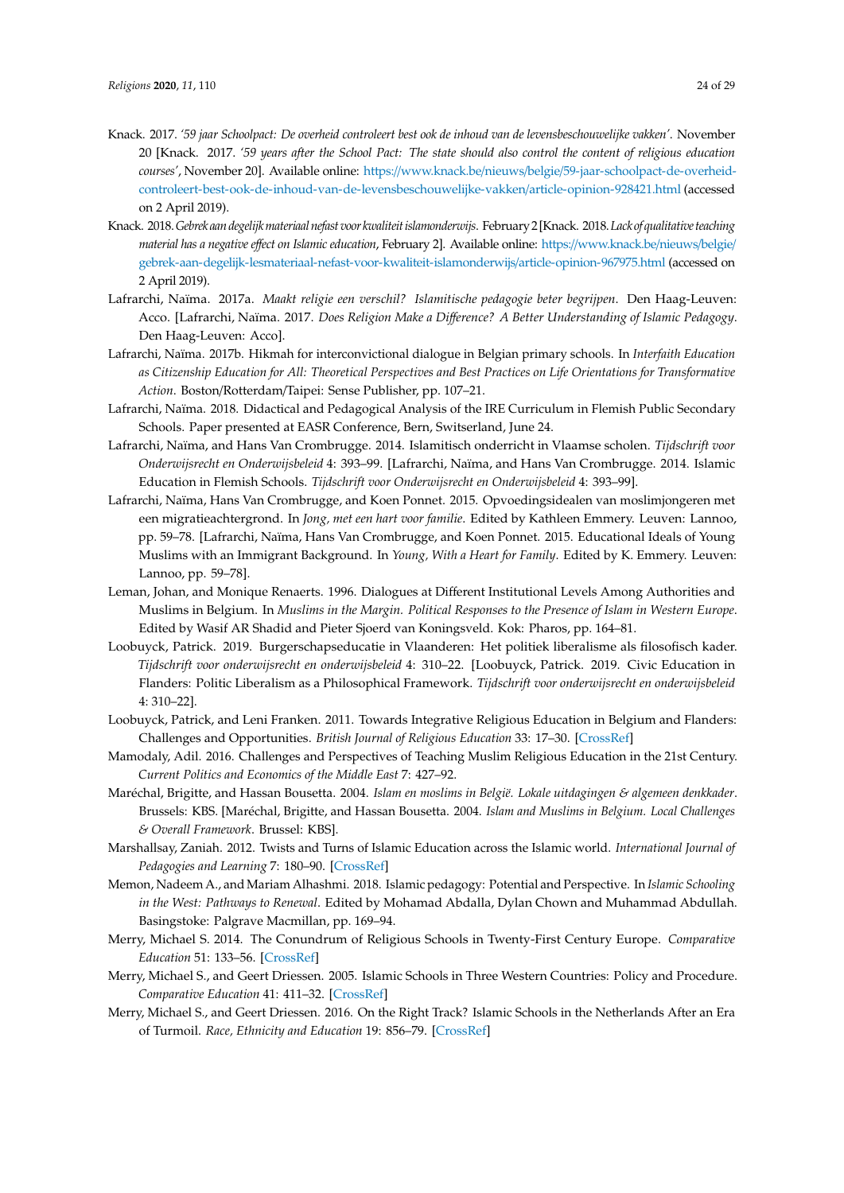Knack. 2017. *'59 jaar Schoolpact: De overheid controleert best ook de inhoud van de levensbeschouwelijke vakken'*. November 20 [Knack. 2017. *'59 years after the School Pact: The state should also control the content of religious education courses'*, November 20]. Available online: https://www.knack.be/nieuws/belgie/59-jaar-schoolpact-de-overheid-controleert-best-ook-de-inhoud-van-de-levensbeschouwelijke-vakken/article-opinion-928421.html (accessed on 2 April 2019).

Knack. 2018. *Gebrek aan degelijk materiaal nefast voor kwaliteit islamonderwijs*. February 2 [Knack. 2018. *Lack of qualitative teaching material has a negative effect on Islamic education*, February 2]. Available online: https://www.knack.be/nieuws/belgie/gebrek-aan-degelijk-lesmateriaal-nefast-voor-kwaliteit-islamonderwijs/article-opinion-967975.html (accessed on 2 April 2019).

Lafrarchi, Naïma. 2017a. *Maakt religie een verschil? Islamitische pedagogie beter begrijpen*. Den Haag-Leuven: Acco. [Lafrarchi, Naïma. 2017. *Does Religion Make a Difference? A Better Understanding of Islamic Pedagogy*. Den Haag-Leuven: Acco].

Lafrarchi, Naïma. 2017b. Hikmah for interconvictional dialogue in Belgian primary schools. In *Interfaith Education as Citizenship Education for All: Theoretical Perspectives and Best Practices on Life Orientations for Transformative Action*. Boston/Rotterdam/Taipei: Sense Publisher, pp. 107–21.

Lafrarchi, Naïma. 2018. Didactical and Pedagogical Analysis of the IRE Curriculum in Flemish Public Secondary Schools. Paper presented at EASR Conference, Bern, Switserland, June 24.

Lafrarchi, Naïma, and Hans Van Crombrugge. 2014. Islamitisch onderricht in Vlaamse scholen. *Tijdschrift voor Onderwijsrecht en Onderwijsbeleid* 4: 393–99. [Lafrarchi, Naïma, and Hans Van Crombrugge. 2014. Islamic Education in Flemish Schools. *Tijdschrift voor Onderwijsrecht en Onderwijsbeleid* 4: 393–99].

Lafrarchi, Naïma, Hans Van Crombrugge, and Koen Ponnet. 2015. Opvoedingsidealen van moslimjongeren met een migratieachtergrond. In *Jong, met een hart voor familie*. Edited by Kathleen Emmery. Leuven: Lannoo, pp. 59–78. [Lafrarchi, Naïma, Hans Van Crombrugge, and Koen Ponnet. 2015. Educational Ideals of Young Muslims with an Immigrant Background. In *Young, With a Heart for Family*. Edited by K. Emmery. Leuven: Lannoo, pp. 59–78].

Leman, Johan, and Monique Renaerts. 1996. Dialogues at Different Institutional Levels Among Authorities and Muslims in Belgium. In *Muslims in the Margin. Political Responses to the Presence of Islam in Western Europe*. Edited by Wasif AR Shadid and Pieter Sjoerd van Koningsveld. Kok: Pharos, pp. 164–81.

Loobuyck, Patrick. 2019. Burgerschapseducatie in Vlaanderen: Het politiek liberalisme als filosofisch kader. *Tijdschrift voor onderwijsrecht en onderwijsbeleid* 4: 310–22. [Loobuyck, Patrick. 2019. Civic Education in Flanders: Politic Liberalism as a Philosophical Framework. *Tijdschrift voor onderwijsrecht en onderwijsbeleid* 4: 310–22].

Loobuyck, Patrick, and Leni Franken. 2011. Towards Integrative Religious Education in Belgium and Flanders: Challenges and Opportunities. *British Journal of Religious Education* 33: 17–30. [CrossRef]

Mamodaly, Adil. 2016. Challenges and Perspectives of Teaching Muslim Religious Education in the 21st Century. *Current Politics and Economics of the Middle East* 7: 427–92.

Maréchal, Brigitte, and Hassan Bousetta. 2004. *Islam en moslims in België. Lokale uitdagingen & algemeen denkkader*. Brussels: KBS. [Maréchal, Brigitte, and Hassan Bousetta. 2004. *Islam and Muslims in Belgium. Local Challenges & Overall Framework*. Brussel: KBS].

Marshallsay, Zaniah. 2012. Twists and Turns of Islamic Education across the Islamic world. *International Journal of Pedagogies and Learning* 7: 180–90. [CrossRef]

Memon, Nadeem A., and Mariam Alhashmi. 2018. Islamic pedagogy: Potential and Perspective. In *Islamic Schooling in the West: Pathways to Renewal*. Edited by Mohamad Abdalla, Dylan Chown and Muhammad Abdullah. Basingstoke: Palgrave Macmillan, pp. 169–94.

Merry, Michael S. 2014. The Conundrum of Religious Schools in Twenty-First Century Europe. *Comparative Education* 51: 133–56. [CrossRef]

Merry, Michael S., and Geert Driessen. 2005. Islamic Schools in Three Western Countries: Policy and Procedure. *Comparative Education* 41: 411–32. [CrossRef]

Merry, Michael S., and Geert Driessen. 2016. On the Right Track? Islamic Schools in the Netherlands After an Era of Turmoil. *Race, Ethnicity and Education* 19: 856–79. [CrossRef]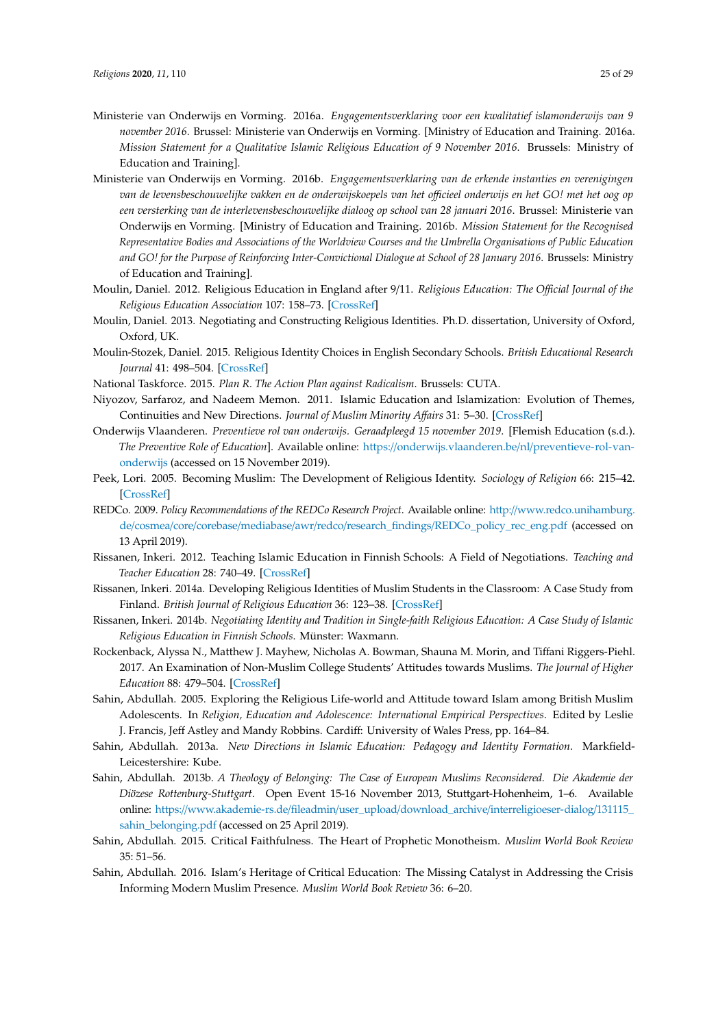Ministerie van Onderwijs en Vorming. 2016a. *Engagementsverklaring voor een kwalitatief islamonderwijs van 9 november 2016*. Brussel: Ministerie van Onderwijs en Vorming. [Ministry of Education and Training. 2016a. *Mission Statement for a Qualitative Islamic Religious Education of 9 November 2016*. Brussels: Ministry of Education and Training].

Ministerie van Onderwijs en Vorming. 2016b. *Engagementsverklaring van de erkende instanties en verenigingen van de levensbeschouwelijke vakken en de onderwijskoepels van het officieel onderwijs en het GO! met het oog op een versterking van de interlevensbeschouwelijke dialoog op school van 28 januari 2016*. Brussel: Ministerie van Onderwijs en Vorming. [Ministry of Education and Training. 2016b. *Mission Statement for the Recognised Representative Bodies and Associations of the Worldview Courses and the Umbrella Organisations of Public Education and GO! for the Purpose of Reinforcing Inter-Convictional Dialogue at School of 28 January 2016*. Brussels: Ministry of Education and Training].

Moulin, Daniel. 2012. Religious Education in England after 9/11. *Religious Education: The Official Journal of the Religious Education Association* 107: 158–73. [CrossRef]

Moulin, Daniel. 2013. Negotiating and Constructing Religious Identities. Ph.D. dissertation, University of Oxford, Oxford, UK.

Moulin-Stozek, Daniel. 2015. Religious Identity Choices in English Secondary Schools. *British Educational Research Journal* 41: 498–504. [CrossRef]

National Taskforce. 2015. *Plan R. The Action Plan against Radicalism*. Brussels: CUTA.

Niyozov, Sarfaroz, and Nadeem Memon. 2011. Islamic Education and Islamization: Evolution of Themes, Continuities and New Directions. *Journal of Muslim Minority Affairs* 31: 5–30. [CrossRef]

Onderwijs Vlaanderen. *Preventieve rol van onderwijs. Geraadpleegd 15 november 2019*. [Flemish Education (s.d.). *The Preventive Role of Education*]. Available online: https://onderwijs.vlaanderen.be/nl/preventieve-rol-van-onderwijs (accessed on 15 November 2019).

Peek, Lori. 2005. Becoming Muslim: The Development of Religious Identity. *Sociology of Religion* 66: 215–42. [CrossRef]

REDCo. 2009. *Policy Recommendations of the REDCo Research Project*. Available online: http://www.redco.unihamburg.de/cosmea/core/corebase/mediabase/awr/redco/research_findings/REDCo_policy_rec_eng.pdf (accessed on 13 April 2019).

Rissanen, Inkeri. 2012. Teaching Islamic Education in Finnish Schools: A Field of Negotiations. *Teaching and Teacher Education* 28: 740–49. [CrossRef]

Rissanen, Inkeri. 2014a. Developing Religious Identities of Muslim Students in the Classroom: A Case Study from Finland. *British Journal of Religious Education* 36: 123–38. [CrossRef]

Rissanen, Inkeri. 2014b. *Negotiating Identity and Tradition in Single-faith Religious Education: A Case Study of Islamic Religious Education in Finnish Schools*. Münster: Waxmann.

Rockenback, Alyssa N., Matthew J. Mayhew, Nicholas A. Bowman, Shauna M. Morin, and Tiffani Riggers-Piehl. 2017. An Examination of Non-Muslim College Students' Attitudes towards Muslims. *The Journal of Higher Education* 88: 479–504. [CrossRef]

Sahin, Abdullah. 2005. Exploring the Religious Life-world and Attitude toward Islam among British Muslim Adolescents. In *Religion, Education and Adolescence: International Empirical Perspectives*. Edited by Leslie J. Francis, Jeff Astley and Mandy Robbins. Cardiff: University of Wales Press, pp. 164–84.

Sahin, Abdullah. 2013a. *New Directions in Islamic Education: Pedagogy and Identity Formation*. Markfield-Leicestershire: Kube.

Sahin, Abdullah. 2013b. *A Theology of Belonging: The Case of European Muslims Reconsidered. Die Akademie der Diözese Rottenburg-Stuttgart*. Open Event 15-16 November 2013, Stuttgart-Hohenheim, 1–6. Available online: https://www.akademie-rs.de/fileadmin/user_upload/download_archive/interreligioeser-dialog/131115_sahin_belonging.pdf (accessed on 25 April 2019).

Sahin, Abdullah. 2015. Critical Faithfulness. The Heart of Prophetic Monotheism. *Muslim World Book Review* 35: 51–56.

Sahin, Abdullah. 2016. Islam's Heritage of Critical Education: The Missing Catalyst in Addressing the Crisis Informing Modern Muslim Presence. *Muslim World Book Review* 36: 6–20.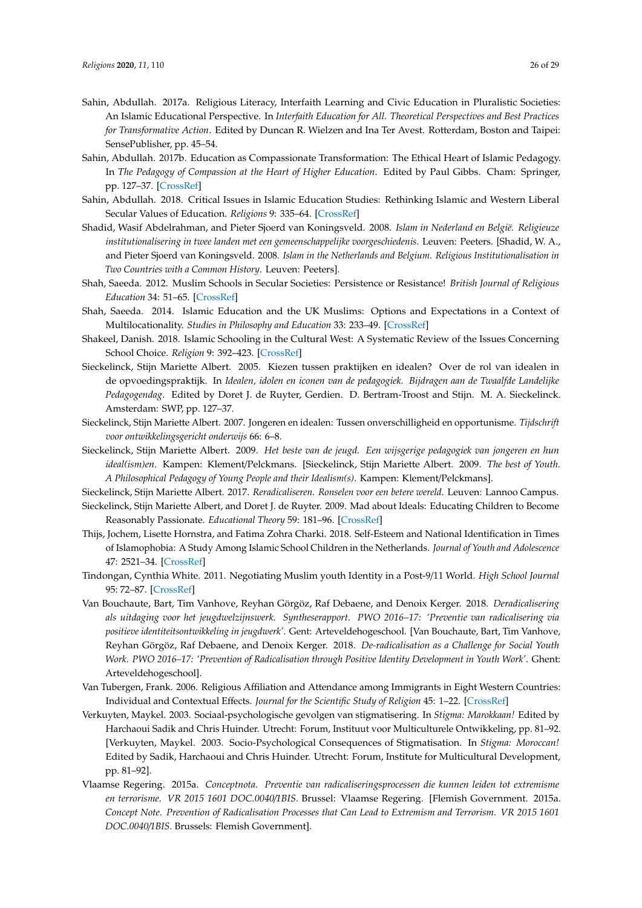Sahin, Abdullah. 2017a. Religious Literacy, Interfaith Learning and Civic Education in Pluralistic Societies: An Islamic Educational Perspective. In *Interfaith Education for All. Theoretical Perspectives and Best Practices for Transformative Action*. Edited by Duncan R. Wielzen and Ina Ter Avest. Rotterdam, Boston and Taipei: SensePublisher, pp. 45–54.

Sahin, Abdullah. 2017b. Education as Compassionate Transformation: The Ethical Heart of Islamic Pedagogy. In *The Pedagogy of Compassion at the Heart of Higher Education*. Edited by Paul Gibbs. Cham: Springer, pp. 127–37. [CrossRef]

Sahin, Abdullah. 2018. Critical Issues in Islamic Education Studies: Rethinking Islamic and Western Liberal Secular Values of Education. *Religions* 9: 335–64. [CrossRef]

Shadid, Wasif Abdelrahman, and Pieter Sjoerd van Koningsveld. 2008. *Islam in Nederland en België. Religieuze institutionalisering in twee landen met een gemeenschappelijke voorgeschiedenis*. Leuven: Peeters. [Shadid, W. A., and Pieter Sjoerd van Koningsveld. 2008. *Islam in the Netherlands and Belgium. Religious Institutionalisation in Two Countries with a Common History*. Leuven: Peeters].

Shah, Saeeda. 2012. Muslim Schools in Secular Societies: Persistence or Resistance! *British Journal of Religious Education* 34: 51–65. [CrossRef]

Shah, Saeeda. 2014. Islamic Education and the UK Muslims: Options and Expectations in a Context of Multilocationality. *Studies in Philosophy and Education* 33: 233–49. [CrossRef]

Shakeel, Danish. 2018. Islamic Schooling in the Cultural West: A Systematic Review of the Issues Concerning School Choice. *Religion* 9: 392–423. [CrossRef]

Sieckelinck, Stijn Mariette Albert. 2005. Kiezen tussen praktijken en idealen? Over de rol van idealen in de opvoedingspraktijk. In *Idealen, idolen en iconen van de pedagogiek. Bijdragen aan de Twaalfde Landelijke Pedagogendag*. Edited by Doret J. de Ruyter, Gerdien. D. Bertram-Troost and Stijn. M. A. Sieckelinck. Amsterdam: SWP, pp. 127–37.

Sieckelinck, Stijn Mariette Albert. 2007. Jongeren en idealen: Tussen onverschilligheid en opportunisme. *Tijdschrift voor ontwikkelingsgericht onderwijs* 66: 6–8.

Sieckelinck, Stijn Mariette Albert. 2009. *Het beste van de jeugd. Een wijsgerige pedagogiek van jongeren en hun ideal(ism)en*. Kampen: Klement/Pelckmans. [Sieckelinck, Stijn Mariette Albert. 2009. *The best of Youth. A Philosophical Pedagogy of Young People and their Idealism(s)*. Kampen: Klement/Pelckmans].

Sieckelinck, Stijn Mariette Albert. 2017. *Reradicaliseren. Ronselen voor een betere wereld*. Leuven: Lannoo Campus.

Sieckelinck, Stijn Mariette Albert, and Doret J. de Ruyter. 2009. Mad about Ideals: Educating Children to Become Reasonably Passionate. *Educational Theory* 59: 181–96. [CrossRef]

Thijs, Jochem, Lisette Hornstra, and Fatima Zohra Charki. 2018. Self-Esteem and National Identification in Times of Islamophobia: A Study Among Islamic School Children in the Netherlands. *Journal of Youth and Adolescence* 47: 2521–34. [CrossRef]

Tindongan, Cynthia White. 2011. Negotiating Muslim youth Identity in a Post-9/11 World. *High School Journal* 95: 72–87. [CrossRef]

Van Bouchaute, Bart, Tim Vanhove, Reyhan Görgöz, Raf Debaene, and Denoix Kerger. 2018. *Deradicalisering als uitdaging voor het jeugdwelzijnswerk. Syntheserapport. PWO 2016–17: 'Preventie van radicalisering via positieve identiteitsontwikkeling in jeugdwerk'*. Gent: Arteveldehogeschool. [Van Bouchaute, Bart, Tim Vanhove, Reyhan Görgöz, Raf Debaene, and Denoix Kerger. 2018. *De-radicalisation as a Challenge for Social Youth Work. PWO 2016–17: 'Prevention of Radicalisation through Positive Identity Development in Youth Work'*. Ghent: Arteveldehogeschool].

Van Tubergen, Frank. 2006. Religious Affiliation and Attendance among Immigrants in Eight Western Countries: Individual and Contextual Effects. *Journal for the Scientific Study of Religion* 45: 1–22. [CrossRef]

Verkuyten, Maykel. 2003. Sociaal-psychologische gevolgen van stigmatisering. In *Stigma: Marokkaan!* Edited by Harchaoui Sadik and Chris Huinder. Utrecht: Forum, Instituut voor Multiculturele Ontwikkeling, pp. 81–92. [Verkuyten, Maykel. 2003. Socio-Psychological Consequences of Stigmatisation. In *Stigma: Moroccan!* Edited by Sadik, Harchaoui and Chris Huinder. Utrecht: Forum, Institute for Multicultural Development, pp. 81–92].

Vlaamse Regering. 2015a. *Conceptnota. Preventie van radicaliseringsprocessen die kunnen leiden tot extremisme en terrorisme. VR 2015 1601 DOC.0040/1BIS*. Brussel: Vlaamse Regering. [Flemish Government. 2015a. *Concept Note. Prevention of Radicalisation Processes that Can Lead to Extremism and Terrorism. VR 2015 1601 DOC.0040/1BIS*. Brussels: Flemish Government].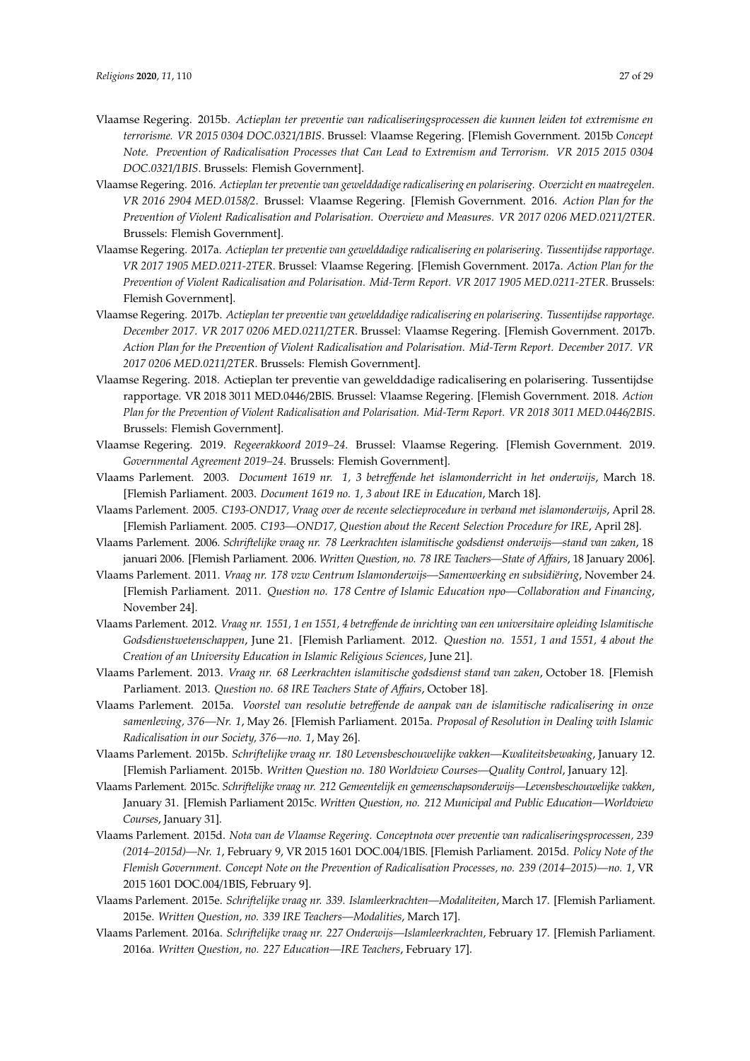Vlaamse Regering. 2015b. *Actieplan ter preventie van radicaliseringsprocessen die kunnen leiden tot extremisme en terrorisme. VR 2015 0304 DOC.0321/1BIS*. Brussel: Vlaamse Regering. [Flemish Government. 2015b *Concept Note. Prevention of Radicalisation Processes that Can Lead to Extremism and Terrorism. VR 2015 2015 0304 DOC.0321/1BIS*. Brussels: Flemish Government].

Vlaamse Regering. 2016. *Actieplan ter preventie van gewelddadige radicalisering en polarisering. Overzicht en maatregelen. VR 2016 2904 MED.0158/2*. Brussel: Vlaamse Regering. [Flemish Government. 2016. *Action Plan for the Prevention of Violent Radicalisation and Polarisation. Overview and Measures. VR 2017 0206 MED.0211/2TER*. Brussels: Flemish Government].

Vlaamse Regering. 2017a. *Actieplan ter preventie van gewelddadige radicalisering en polarisering. Tussentijdse rapportage. VR 2017 1905 MED.0211-2TER*. Brussel: Vlaamse Regering. [Flemish Government. 2017a. *Action Plan for the Prevention of Violent Radicalisation and Polarisation. Mid-Term Report. VR 2017 1905 MED.0211-2TER*. Brussels: Flemish Government].

Vlaamse Regering. 2017b. *Actieplan ter preventie van gewelddadige radicalisering en polarisering. Tussentijdse rapportage. December 2017. VR 2017 0206 MED.0211/2TER*. Brussel: Vlaamse Regering. [Flemish Government. 2017b. *Action Plan for the Prevention of Violent Radicalisation and Polarisation. Mid-Term Report. December 2017. VR 2017 0206 MED.0211/2TER*. Brussels: Flemish Government].

Vlaamse Regering. 2018. Actieplan ter preventie van gewelddadige radicalisering en polarisering. Tussentijdse rapportage. VR 2018 3011 MED.0446/2BIS. Brussel: Vlaamse Regering. [Flemish Government. 2018. *Action Plan for the Prevention of Violent Radicalisation and Polarisation. Mid-Term Report. VR 2018 3011 MED.0446/2BIS*. Brussels: Flemish Government].

Vlaamse Regering. 2019. *Regeerakkoord 2019–24*. Brussel: Vlaamse Regering. [Flemish Government. 2019. *Governmental Agreement 2019–24*. Brussels: Flemish Government].

Vlaams Parlement. 2003. *Document 1619 nr. 1, 3 betreffende het islamonderricht in het onderwijs*, March 18. [Flemish Parliament. 2003. *Document 1619 no. 1, 3 about IRE in Education*, March 18].

Vlaams Parlement. 2005. *C193-OND17, Vraag over de recente selectieprocedure in verband met islamonderwijs*, April 28. [Flemish Parliament. 2005. *C193—OND17, Question about the Recent Selection Procedure for IRE*, April 28].

Vlaams Parlement. 2006. *Schriftelijke vraag nr. 78 Leerkrachten islamitische godsdienst onderwijs—stand van zaken*, 18 januari 2006. [Flemish Parliament. 2006. *Written Question, no. 78 IRE Teachers—State of Affairs*, 18 January 2006].

Vlaams Parlement. 2011. *Vraag nr. 178 vzw Centrum Islamonderwijs—Samenwerking en subsidiëring*, November 24. [Flemish Parliament. 2011. *Question no. 178 Centre of Islamic Education npo—Collaboration and Financing*, November 24].

Vlaams Parlement. 2012. *Vraag nr. 1551, 1 en 1551, 4 betreffende de inrichting van een universitaire opleiding Islamitische Godsdienstwetenschappen*, June 21. [Flemish Parliament. 2012. *Question no. 1551, 1 and 1551, 4 about the Creation of an University Education in Islamic Religious Sciences*, June 21].

Vlaams Parlement. 2013. *Vraag nr. 68 Leerkrachten islamitische godsdienst stand van zaken*, October 18. [Flemish Parliament. 2013. *Question no. 68 IRE Teachers State of Affairs*, October 18].

Vlaams Parlement. 2015a. *Voorstel van resolutie betreffende de aanpak van de islamitische radicalisering in onze samenleving, 376—Nr. 1*, May 26. [Flemish Parliament. 2015a. *Proposal of Resolution in Dealing with Islamic Radicalisation in our Society, 376—no. 1*, May 26].

Vlaams Parlement. 2015b. *Schriftelijke vraag nr. 180 Levensbeschouwelijke vakken—Kwaliteitsbewaking*, January 12. [Flemish Parliament. 2015b. *Written Question no. 180 Worldview Courses—Quality Control*, January 12].

Vlaams Parlement. 2015c. *Schriftelijke vraag nr. 212 Gemeentelijk en gemeenschapsonderwijs—Levensbeschouwelijke vakken*, January 31. [Flemish Parliament 2015c. *Written Question, no. 212 Municipal and Public Education—Worldview Courses*, January 31].

Vlaams Parlement. 2015d. *Nota van de Vlaamse Regering. Conceptnota over preventie van radicaliseringsprocessen, 239 (2014–2015d)—Nr. 1*, February 9, VR 2015 1601 DOC.004/1BIS. [Flemish Parliament. 2015d. *Policy Note of the Flemish Government. Concept Note on the Prevention of Radicalisation Processes, no. 239 (2014–2015)—no. 1*, VR 2015 1601 DOC.004/1BIS, February 9].

Vlaams Parlement. 2015e. *Schriftelijke vraag nr. 339. Islamleerkrachten—Modaliteiten*, March 17. [Flemish Parliament. 2015e. *Written Question, no. 339 IRE Teachers—Modalities*, March 17].

Vlaams Parlement. 2016a. *Schriftelijke vraag nr. 227 Onderwijs—Islamleerkrachten*, February 17. [Flemish Parliament. 2016a. *Written Question, no. 227 Education—IRE Teachers*, February 17].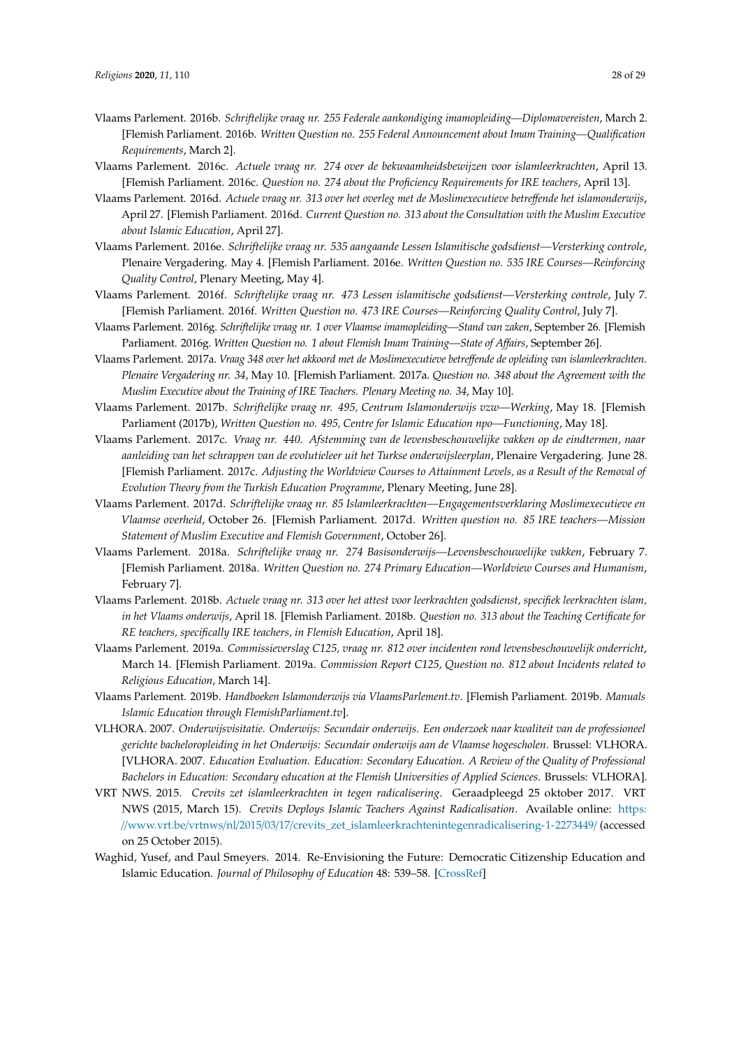Vlaams Parlement. 2016b. *Schriftelijke vraag nr. 255 Federale aankondiging imamopleiding—Diplomavereisten*, March 2. [Flemish Parliament. 2016b. *Written Question no. 255 Federal Announcement about Imam Training—Qualification Requirements*, March 2].

Vlaams Parlement. 2016c. *Actuele vraag nr. 274 over de bekwaamheidsbewijzen voor islamleerkrachten*, April 13. [Flemish Parliament. 2016c. *Question no. 274 about the Proficiency Requirements for IRE teachers*, April 13].

Vlaams Parlement. 2016d. *Actuele vraag nr. 313 over het overleg met de Moslimexecutieve betreffende het islamonderwijs*, April 27. [Flemish Parliament. 2016d. *Current Question no. 313 about the Consultation with the Muslim Executive about Islamic Education*, April 27].

Vlaams Parlement. 2016e. *Schriftelijke vraag nr. 535 aangaande Lessen Islamitische godsdienst—Versterking controle*, Plenaire Vergadering. May 4. [Flemish Parliament. 2016e. *Written Question no. 535 IRE Courses—Reinforcing Quality Control*, Plenary Meeting, May 4].

Vlaams Parlement. 2016f. *Schriftelijke vraag nr. 473 Lessen islamitische godsdienst—Versterking controle*, July 7. [Flemish Parliament. 2016f. *Written Question no. 473 IRE Courses—Reinforcing Quality Control*, July 7].

Vlaams Parlement. 2016g. *Schriftelijke vraag nr. 1 over Vlaamse imamopleiding—Stand van zaken*, September 26. [Flemish Parliament. 2016g. *Written Question no. 1 about Flemish Imam Training—State of Affairs*, September 26].

Vlaams Parlement. 2017a. *Vraag 348 over het akkoord met de Moslimexecutieve betreffende de opleiding van islamleerkrachten. Plenaire Vergadering nr. 34*, May 10. [Flemish Parliament. 2017a. *Question no. 348 about the Agreement with the Muslim Executive about the Training of IRE Teachers. Plenary Meeting no. 34*, May 10].

Vlaams Parlement. 2017b. *Schriftelijke vraag nr. 495, Centrum Islamonderwijs vzw—Werking*, May 18. [Flemish Parliament (2017b), *Written Question no. 495, Centre for Islamic Education npo—Functioning*, May 18].

Vlaams Parlement. 2017c. *Vraag nr. 440. Afstemming van de levensbeschouwelijke vakken op de eindtermen, naar aanleiding van het schrappen van de evolutieleer uit het Turkse onderwijsleerplan*, Plenaire Vergadering. June 28. [Flemish Parliament. 2017c. *Adjusting the Worldview Courses to Attainment Levels, as a Result of the Removal of Evolution Theory from the Turkish Education Programme*, Plenary Meeting, June 28].

Vlaams Parlement. 2017d. *Schriftelijke vraag nr. 85 Islamleerkrachten—Engagementsverklaring Moslimexecutieve en Vlaamse overheid*, October 26. [Flemish Parliament. 2017d. *Written question no. 85 IRE teachers—Mission Statement of Muslim Executive and Flemish Government*, October 26].

Vlaams Parlement. 2018a. *Schriftelijke vraag nr. 274 Basisonderwijs—Levensbeschouwelijke vakken*, February 7. [Flemish Parliament. 2018a. *Written Question no. 274 Primary Education—Worldview Courses and Humanism*, February 7].

Vlaams Parlement. 2018b. *Actuele vraag nr. 313 over het attest voor leerkrachten godsdienst, specifiek leerkrachten islam, in het Vlaams onderwijs*, April 18. [Flemish Parliament. 2018b. *Question no. 313 about the Teaching Certificate for RE teachers, specifically IRE teachers, in Flemish Education*, April 18].

Vlaams Parlement. 2019a. *Commissieverslag C125, vraag nr. 812 over incidenten rond levensbeschouwelijk onderricht*, March 14. [Flemish Parliament. 2019a. *Commission Report C125, Question no. 812 about Incidents related to Religious Education*, March 14].

Vlaams Parlement. 2019b. *Handboeken Islamonderwijs via VlaamsParlement.tv*. [Flemish Parliament. 2019b. *Manuals Islamic Education through FlemishParliament.tv*].

VLHORA. 2007. *Onderwijsvisitatie. Onderwijs: Secundair onderwijs. Een onderzoek naar kwaliteit van de professioneel gerichte bacheloropleiding in het Onderwijs: Secundair onderwijs aan de Vlaamse hogescholen*. Brussel: VLHORA. [VLHORA. 2007. *Education Evaluation. Education: Secondary Education. A Review of the Quality of Professional Bachelors in Education: Secondary education at the Flemish Universities of Applied Sciences*. Brussels: VLHORA].

VRT NWS. 2015. *Crevits zet islamleerkrachten in tegen radicalisering*. Geraadpleegd 25 oktober 2017. VRT NWS (2015, March 15). *Crevits Deploys Islamic Teachers Against Radicalisation*. Available online: https://www.vrt.be/vrtnws/nl/2015/03/17/crevits_zet_islamleerkrachtenintegenradicalisering-1-2273449/ (accessed on 25 October 2015).

Waghid, Yusef, and Paul Smeyers. 2014. Re-Envisioning the Future: Democratic Citizenship Education and Islamic Education. *Journal of Philosophy of Education* 48: 539–58. [CrossRef]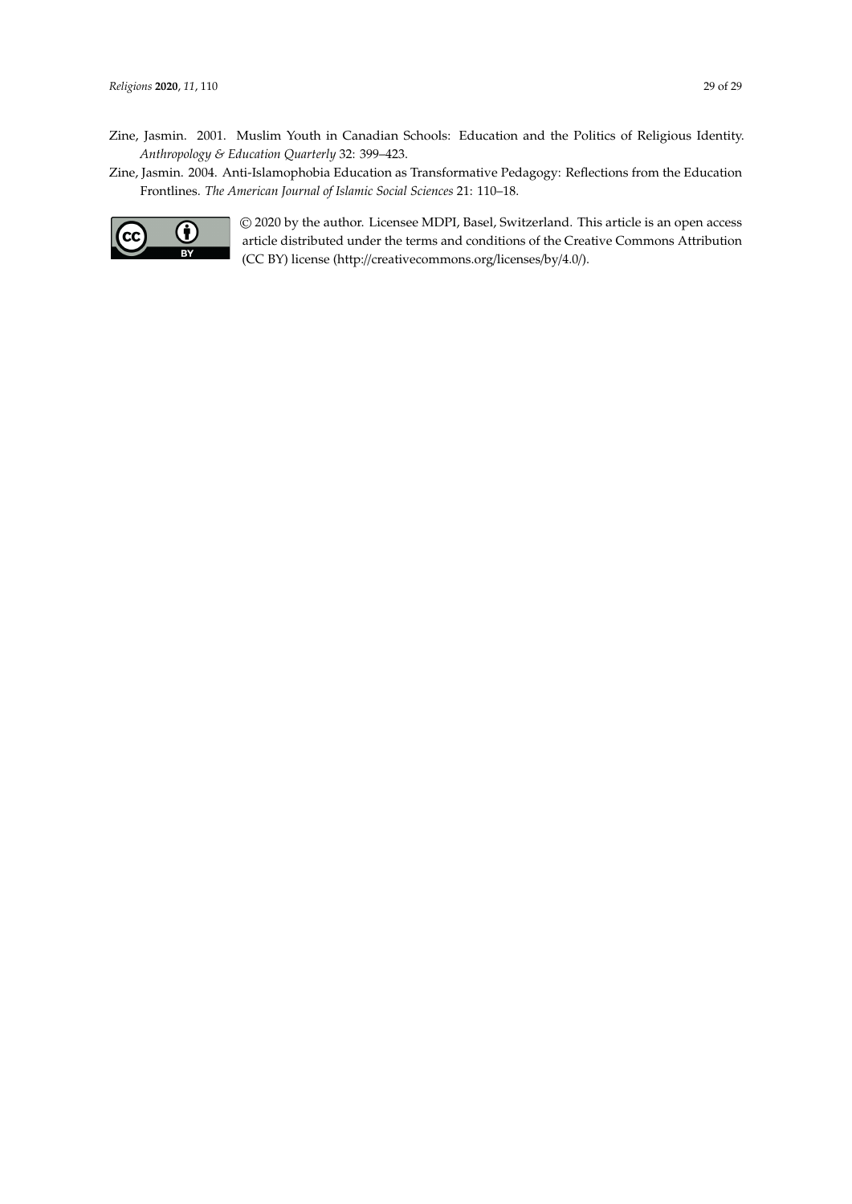Zine, Jasmin. 2001. Muslim Youth in Canadian Schools: Education and the Politics of Religious Identity. *Anthropology & Education Quarterly* 32: 399–423.

Zine, Jasmin. 2004. Anti-Islamophobia Education as Transformative Pedagogy: Reflections from the Education Frontlines. *The American Journal of Islamic Social Sciences* 21: 110–18.

© 2020 by the author. Licensee MDPI, Basel, Switzerland. This article is an open access article distributed under the terms and conditions of the Creative Commons Attribution (CC BY) license (http://creativecommons.org/licenses/by/4.0/).